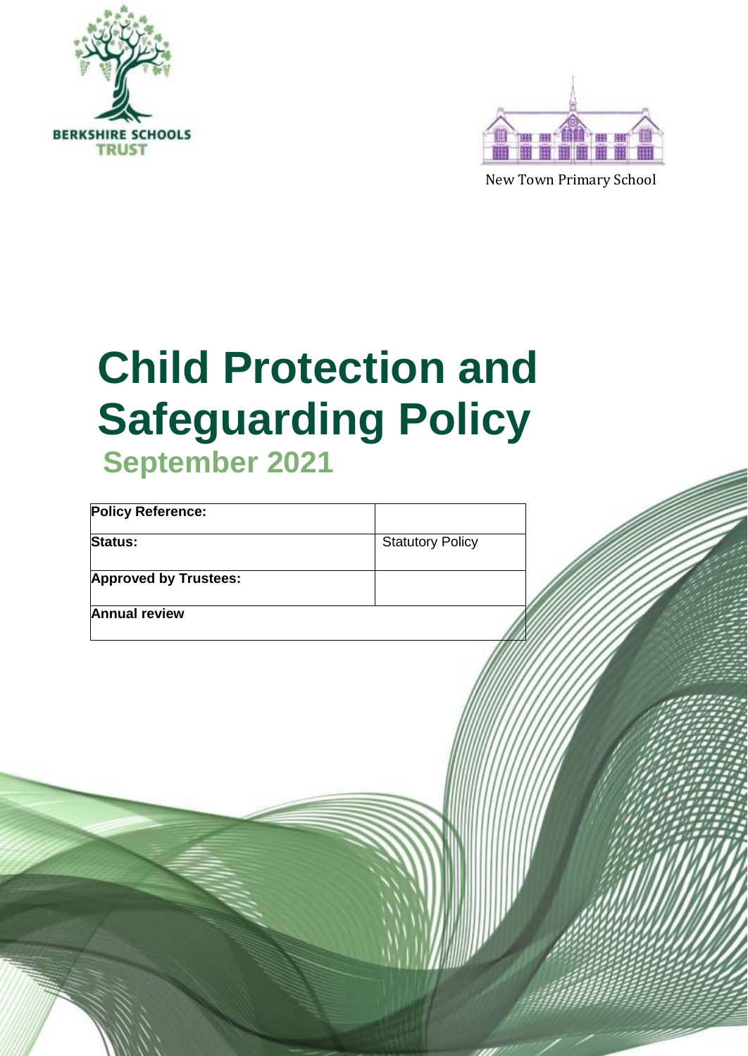BERKSHIRE SCHOOLS TRUST

New Town Primary School

# Child Protection and Safeguarding Policy

## September 2021

| **Policy Reference:** | |
|---|---|
| **Status:** | Statutory Policy |
| **Approved by Trustees:** | |
| **Annual review** | |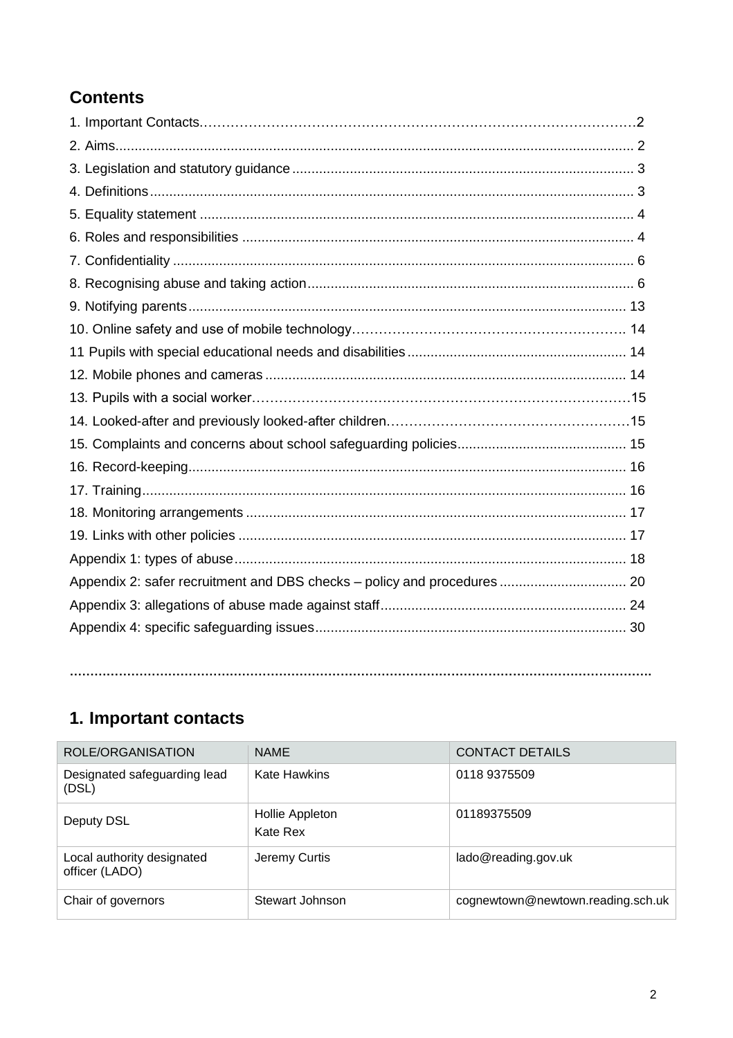## Contents

1. Important Contacts.......................................................................................2
2. Aims.......................................................................................2
3. Legislation and statutory guidance.......................................................................................3
4. Definitions.......................................................................................3
5. Equality statement.......................................................................................4
6. Roles and responsibilities.......................................................................................4
7. Confidentiality.......................................................................................6
8. Recognising abuse and taking action.......................................................................................6
9. Notifying parents.......................................................................................13
10. Online safety and use of mobile technology.......................................................................................14
11 Pupils with special educational needs and disabilities.......................................................................................14
12. Mobile phones and cameras.......................................................................................14
13. Pupils with a social worker.......................................................................................15
14. Looked-after and previously looked-after children.......................................................................................15
15. Complaints and concerns about school safeguarding policies.......................................................................................15
16. Record-keeping.......................................................................................16
17. Training.......................................................................................16
18. Monitoring arrangements.......................................................................................17
19. Links with other policies.......................................................................................17

Appendix 1: types of abuse.......................................................................................18

Appendix 2: safer recruitment and DBS checks – policy and procedures.......................................................................................20

Appendix 3: allegations of abuse made against staff.......................................................................................24

Appendix 4: specific safeguarding issues.......................................................................................30

..............................................................................................................................................

## 1. Important contacts

| ROLE/ORGANISATION | NAME | CONTACT DETAILS |
|---|---|---|
| Designated safeguarding lead (DSL) | Kate Hawkins | 0118 9375509 |
| Deputy DSL | Hollie Appleton<br>Kate Rex | 01189375509 |
| Local authority designated officer (LADO) | Jeremy Curtis | lado@reading.gov.uk |
| Chair of governors | Stewart Johnson | cognewtown@newtown.reading.sch.uk |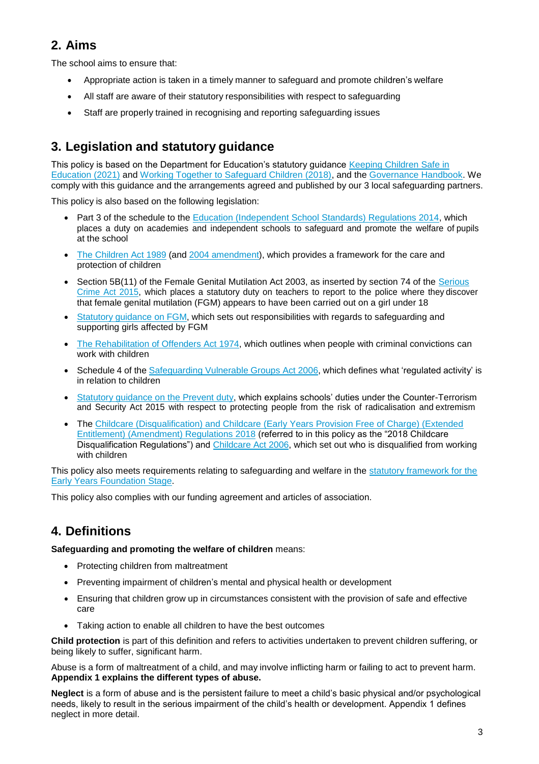## 2. Aims

The school aims to ensure that:

- Appropriate action is taken in a timely manner to safeguard and promote children's welfare
- All staff are aware of their statutory responsibilities with respect to safeguarding
- Staff are properly trained in recognising and reporting safeguarding issues

## 3. Legislation and statutory guidance

This policy is based on the Department for Education's statutory guidance Keeping Children Safe in Education (2021) and Working Together to Safeguard Children (2018), and the Governance Handbook. We comply with this guidance and the arrangements agreed and published by our 3 local safeguarding partners.

This policy is also based on the following legislation:

- Part 3 of the schedule to the Education (Independent School Standards) Regulations 2014, which places a duty on academies and independent schools to safeguard and promote the welfare of pupils at the school
- The Children Act 1989 (and 2004 amendment), which provides a framework for the care and protection of children
- Section 5B(11) of the Female Genital Mutilation Act 2003, as inserted by section 74 of the Serious Crime Act 2015, which places a statutory duty on teachers to report to the police where they discover that female genital mutilation (FGM) appears to have been carried out on a girl under 18
- Statutory guidance on FGM, which sets out responsibilities with regards to safeguarding and supporting girls affected by FGM
- The Rehabilitation of Offenders Act 1974, which outlines when people with criminal convictions can work with children
- Schedule 4 of the Safeguarding Vulnerable Groups Act 2006, which defines what 'regulated activity' is in relation to children
- Statutory guidance on the Prevent duty, which explains schools' duties under the Counter-Terrorism and Security Act 2015 with respect to protecting people from the risk of radicalisation and extremism
- The Childcare (Disqualification) and Childcare (Early Years Provision Free of Charge) (Extended Entitlement) (Amendment) Regulations 2018 (referred to in this policy as the "2018 Childcare Disqualification Regulations") and Childcare Act 2006, which set out who is disqualified from working with children

This policy also meets requirements relating to safeguarding and welfare in the statutory framework for the Early Years Foundation Stage.

This policy also complies with our funding agreement and articles of association.

## 4. Definitions

**Safeguarding and promoting the welfare of children** means:

- Protecting children from maltreatment
- Preventing impairment of children's mental and physical health or development
- Ensuring that children grow up in circumstances consistent with the provision of safe and effective care
- Taking action to enable all children to have the best outcomes

**Child protection** is part of this definition and refers to activities undertaken to prevent children suffering, or being likely to suffer, significant harm.

Abuse is a form of maltreatment of a child, and may involve inflicting harm or failing to act to prevent harm. **Appendix 1 explains the different types of abuse.**

**Neglect** is a form of abuse and is the persistent failure to meet a child's basic physical and/or psychological needs, likely to result in the serious impairment of the child's health or development. Appendix 1 defines neglect in more detail.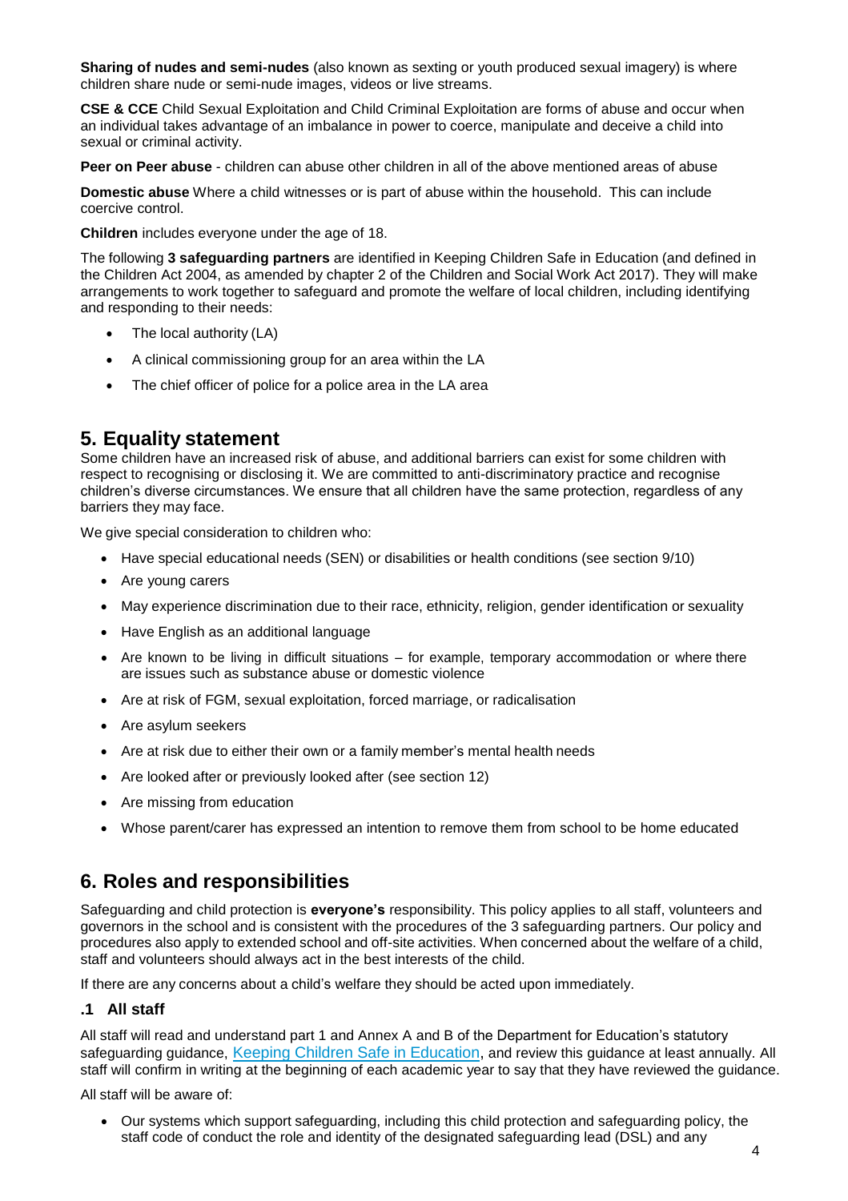**Sharing of nudes and semi-nudes** (also known as sexting or youth produced sexual imagery) is where children share nude or semi-nude images, videos or live streams.

**CSE & CCE** Child Sexual Exploitation and Child Criminal Exploitation are forms of abuse and occur when an individual takes advantage of an imbalance in power to coerce, manipulate and deceive a child into sexual or criminal activity.

**Peer on Peer abuse** - children can abuse other children in all of the above mentioned areas of abuse

**Domestic abuse** Where a child witnesses or is part of abuse within the household. This can include coercive control.

**Children** includes everyone under the age of 18.

The following **3 safeguarding partners** are identified in Keeping Children Safe in Education (and defined in the Children Act 2004, as amended by chapter 2 of the Children and Social Work Act 2017). They will make arrangements to work together to safeguard and promote the welfare of local children, including identifying and responding to their needs:

- The local authority (LA)
- A clinical commissioning group for an area within the LA
- The chief officer of police for a police area in the LA area

## 5. Equality statement

Some children have an increased risk of abuse, and additional barriers can exist for some children with respect to recognising or disclosing it. We are committed to anti-discriminatory practice and recognise children's diverse circumstances. We ensure that all children have the same protection, regardless of any barriers they may face.

We give special consideration to children who:

- Have special educational needs (SEN) or disabilities or health conditions (see section 9/10)
- Are young carers
- May experience discrimination due to their race, ethnicity, religion, gender identification or sexuality
- Have English as an additional language
- Are known to be living in difficult situations – for example, temporary accommodation or where there are issues such as substance abuse or domestic violence
- Are at risk of FGM, sexual exploitation, forced marriage, or radicalisation
- Are asylum seekers
- Are at risk due to either their own or a family member's mental health needs
- Are looked after or previously looked after (see section 12)
- Are missing from education
- Whose parent/carer has expressed an intention to remove them from school to be home educated

## 6. Roles and responsibilities

Safeguarding and child protection is **everyone's** responsibility. This policy applies to all staff, volunteers and governors in the school and is consistent with the procedures of the 3 safeguarding partners. Our policy and procedures also apply to extended school and off-site activities. When concerned about the welfare of a child, staff and volunteers should always act in the best interests of the child.

If there are any concerns about a child's welfare they should be acted upon immediately.

### .1 All staff

All staff will read and understand part 1 and Annex A and B of the Department for Education's statutory safeguarding guidance, Keeping Children Safe in Education, and review this guidance at least annually. All staff will confirm in writing at the beginning of each academic year to say that they have reviewed the guidance.

All staff will be aware of:

- Our systems which support safeguarding, including this child protection and safeguarding policy, the staff code of conduct the role and identity of the designated safeguarding lead (DSL) and any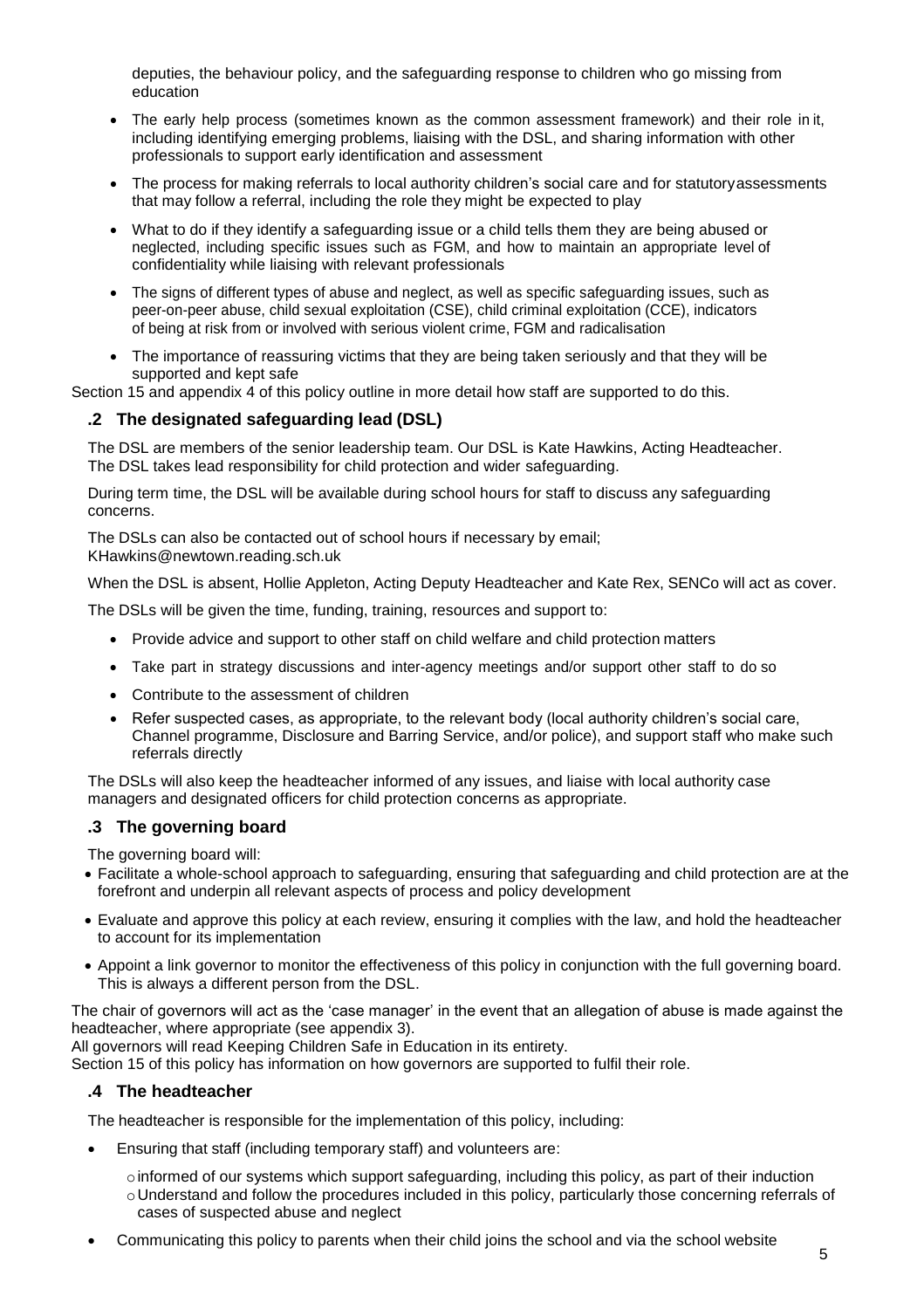deputies, the behaviour policy, and the safeguarding response to children who go missing from education

- The early help process (sometimes known as the common assessment framework) and their role in it, including identifying emerging problems, liaising with the DSL, and sharing information with other professionals to support early identification and assessment
- The process for making referrals to local authority children's social care and for statutoryassessments that may follow a referral, including the role they might be expected to play
- What to do if they identify a safeguarding issue or a child tells them they are being abused or neglected, including specific issues such as FGM, and how to maintain an appropriate level of confidentiality while liaising with relevant professionals
- The signs of different types of abuse and neglect, as well as specific safeguarding issues, such as peer-on-peer abuse, child sexual exploitation (CSE), child criminal exploitation (CCE), indicators of being at risk from or involved with serious violent crime, FGM and radicalisation
- The importance of reassuring victims that they are being taken seriously and that they will be supported and kept safe

Section 15 and appendix 4 of this policy outline in more detail how staff are supported to do this.

### .2 The designated safeguarding lead (DSL)

The DSL are members of the senior leadership team. Our DSL is Kate Hawkins, Acting Headteacher. The DSL takes lead responsibility for child protection and wider safeguarding.

During term time, the DSL will be available during school hours for staff to discuss any safeguarding concerns.

The DSLs can also be contacted out of school hours if necessary by email; KHawkins@newtown.reading.sch.uk

When the DSL is absent, Hollie Appleton, Acting Deputy Headteacher and Kate Rex, SENCo will act as cover.

The DSLs will be given the time, funding, training, resources and support to:

- Provide advice and support to other staff on child welfare and child protection matters
- Take part in strategy discussions and inter-agency meetings and/or support other staff to do so
- Contribute to the assessment of children
- Refer suspected cases, as appropriate, to the relevant body (local authority children's social care, Channel programme, Disclosure and Barring Service, and/or police), and support staff who make such referrals directly

The DSLs will also keep the headteacher informed of any issues, and liaise with local authority case managers and designated officers for child protection concerns as appropriate.

### .3 The governing board

The governing board will:

- Facilitate a whole-school approach to safeguarding, ensuring that safeguarding and child protection are at the forefront and underpin all relevant aspects of process and policy development
- Evaluate and approve this policy at each review, ensuring it complies with the law, and hold the headteacher to account for its implementation
- Appoint a link governor to monitor the effectiveness of this policy in conjunction with the full governing board. This is always a different person from the DSL.

The chair of governors will act as the 'case manager' in the event that an allegation of abuse is made against the headteacher, where appropriate (see appendix 3).

All governors will read Keeping Children Safe in Education in its entirety.

Section 15 of this policy has information on how governors are supported to fulfil their role.

### .4 The headteacher

The headteacher is responsible for the implementation of this policy, including:

- Ensuring that staff (including temporary staff) and volunteers are:
  - informed of our systems which support safeguarding, including this policy, as part of their induction
  - Understand and follow the procedures included in this policy, particularly those concerning referrals of cases of suspected abuse and neglect
- Communicating this policy to parents when their child joins the school and via the school website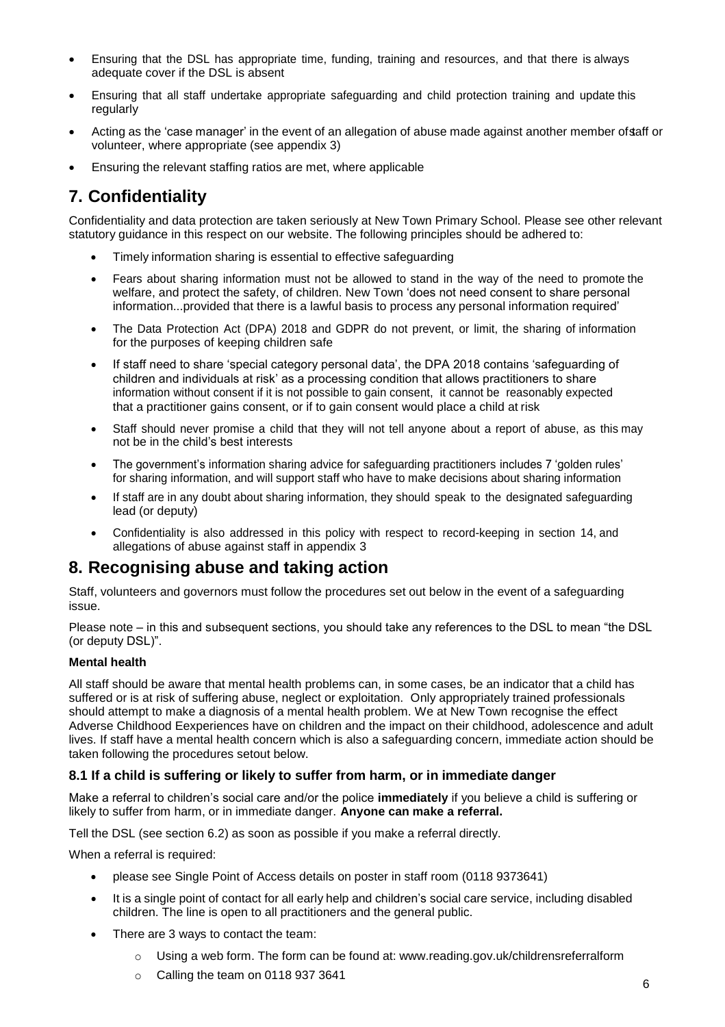- Ensuring that the DSL has appropriate time, funding, training and resources, and that there is always adequate cover if the DSL is absent
- Ensuring that all staff undertake appropriate safeguarding and child protection training and update this regularly
- Acting as the 'case manager' in the event of an allegation of abuse made against another member of staff or volunteer, where appropriate (see appendix 3)
- Ensuring the relevant staffing ratios are met, where applicable

# 7. Confidentiality

Confidentiality and data protection are taken seriously at New Town Primary School. Please see other relevant statutory guidance in this respect on our website. The following principles should be adhered to:

- Timely information sharing is essential to effective safeguarding
- Fears about sharing information must not be allowed to stand in the way of the need to promote the welfare, and protect the safety, of children. New Town 'does not need consent to share personal information...provided that there is a lawful basis to process any personal information required'
- The Data Protection Act (DPA) 2018 and GDPR do not prevent, or limit, the sharing of information for the purposes of keeping children safe
- If staff need to share 'special category personal data', the DPA 2018 contains 'safeguarding of children and individuals at risk' as a processing condition that allows practitioners to share information without consent if it is not possible to gain consent, it cannot be reasonably expected that a practitioner gains consent, or if to gain consent would place a child at risk
- Staff should never promise a child that they will not tell anyone about a report of abuse, as this may not be in the child's best interests
- The government's information sharing advice for safeguarding practitioners includes 7 'golden rules' for sharing information, and will support staff who have to make decisions about sharing information
- If staff are in any doubt about sharing information, they should speak to the designated safeguarding lead (or deputy)
- Confidentiality is also addressed in this policy with respect to record-keeping in section 14, and allegations of abuse against staff in appendix 3

# 8. Recognising abuse and taking action

Staff, volunteers and governors must follow the procedures set out below in the event of a safeguarding issue.

Please note – in this and subsequent sections, you should take any references to the DSL to mean "the DSL (or deputy DSL)".

**Mental health**

All staff should be aware that mental health problems can, in some cases, be an indicator that a child has suffered or is at risk of suffering abuse, neglect or exploitation. Only appropriately trained professionals should attempt to make a diagnosis of a mental health problem. We at New Town recognise the effect Adverse Childhood Eexperiences have on children and the impact on their childhood, adolescence and adult lives. If staff have a mental health concern which is also a safeguarding concern, immediate action should be taken following the procedures setout below.

### 8.1 If a child is suffering or likely to suffer from harm, or in immediate danger

Make a referral to children's social care and/or the police **immediately** if you believe a child is suffering or likely to suffer from harm, or in immediate danger. **Anyone can make a referral.**

Tell the DSL (see section 6.2) as soon as possible if you make a referral directly.

When a referral is required:

- please see Single Point of Access details on poster in staff room (0118 9373641)
- It is a single point of contact for all early help and children's social care service, including disabled children. The line is open to all practitioners and the general public.
- There are 3 ways to contact the team:
  - Using a web form. The form can be found at: www.reading.gov.uk/childrensreferralform
  - Calling the team on 0118 937 3641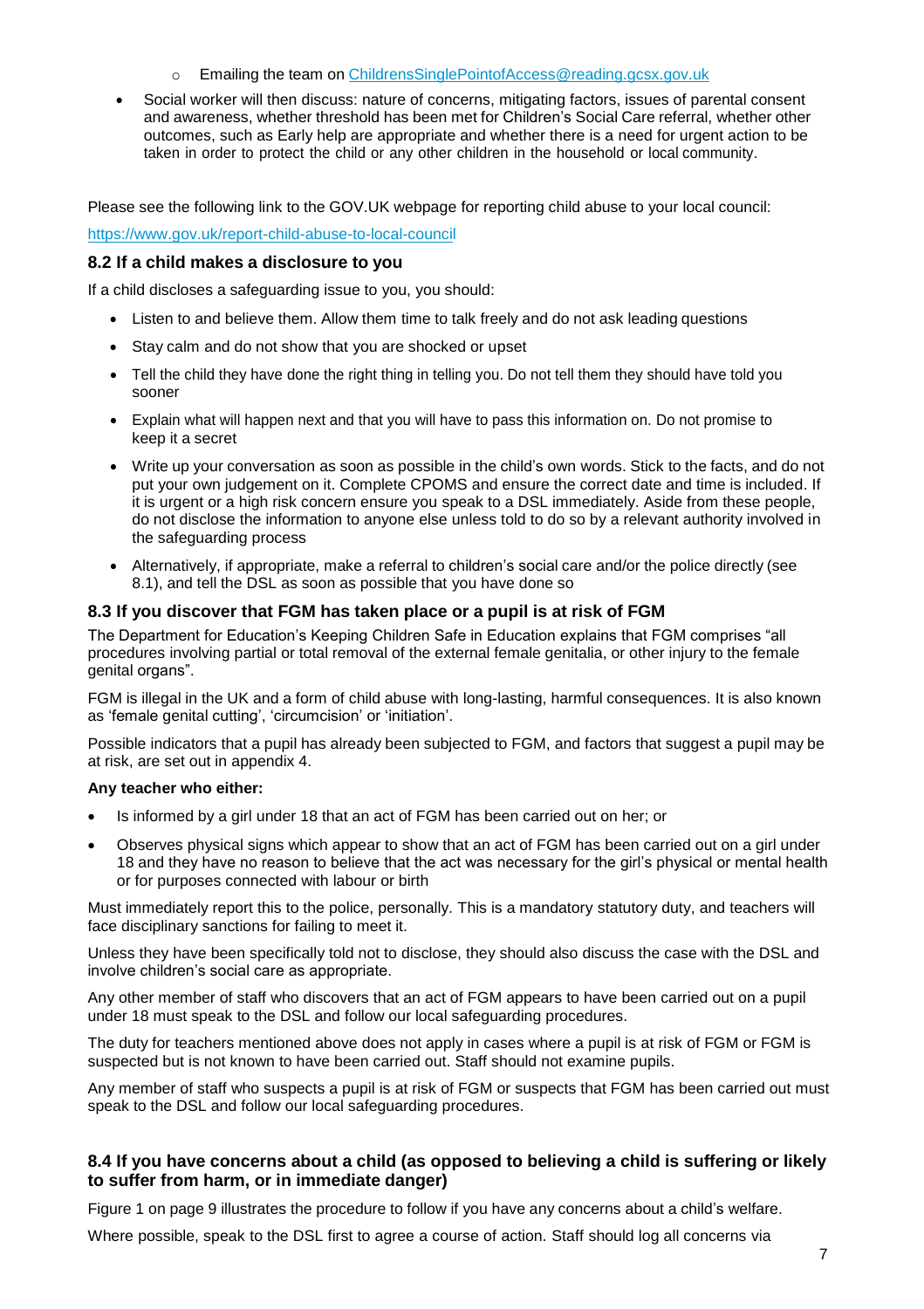- Emailing the team on ChildrensSinglePointofAccess@reading.gcsx.gov.uk

- Social worker will then discuss: nature of concerns, mitigating factors, issues of parental consent and awareness, whether threshold has been met for Children's Social Care referral, whether other outcomes, such as Early help are appropriate and whether there is a need for urgent action to be taken in order to protect the child or any other children in the household or local community.

Please see the following link to the GOV.UK webpage for reporting child abuse to your local council:

https://www.gov.uk/report-child-abuse-to-local-council

### 8.2 If a child makes a disclosure to you

If a child discloses a safeguarding issue to you, you should:

- Listen to and believe them. Allow them time to talk freely and do not ask leading questions
- Stay calm and do not show that you are shocked or upset
- Tell the child they have done the right thing in telling you. Do not tell them they should have told you sooner
- Explain what will happen next and that you will have to pass this information on. Do not promise to keep it a secret
- Write up your conversation as soon as possible in the child's own words. Stick to the facts, and do not put your own judgement on it. Complete CPOMS and ensure the correct date and time is included. If it is urgent or a high risk concern ensure you speak to a DSL immediately. Aside from these people, do not disclose the information to anyone else unless told to do so by a relevant authority involved in the safeguarding process
- Alternatively, if appropriate, make a referral to children's social care and/or the police directly (see 8.1), and tell the DSL as soon as possible that you have done so

### 8.3 If you discover that FGM has taken place or a pupil is at risk of FGM

The Department for Education's Keeping Children Safe in Education explains that FGM comprises "all procedures involving partial or total removal of the external female genitalia, or other injury to the female genital organs".

FGM is illegal in the UK and a form of child abuse with long-lasting, harmful consequences. It is also known as 'female genital cutting', 'circumcision' or 'initiation'.

Possible indicators that a pupil has already been subjected to FGM, and factors that suggest a pupil may be at risk, are set out in appendix 4.

**Any teacher who either:**

- Is informed by a girl under 18 that an act of FGM has been carried out on her; or
- Observes physical signs which appear to show that an act of FGM has been carried out on a girl under 18 and they have no reason to believe that the act was necessary for the girl's physical or mental health or for purposes connected with labour or birth

Must immediately report this to the police, personally. This is a mandatory statutory duty, and teachers will face disciplinary sanctions for failing to meet it.

Unless they have been specifically told not to disclose, they should also discuss the case with the DSL and involve children's social care as appropriate.

Any other member of staff who discovers that an act of FGM appears to have been carried out on a pupil under 18 must speak to the DSL and follow our local safeguarding procedures.

The duty for teachers mentioned above does not apply in cases where a pupil is at risk of FGM or FGM is suspected but is not known to have been carried out. Staff should not examine pupils.

Any member of staff who suspects a pupil is at risk of FGM or suspects that FGM has been carried out must speak to the DSL and follow our local safeguarding procedures.

### 8.4 If you have concerns about a child (as opposed to believing a child is suffering or likely to suffer from harm, or in immediate danger)

Figure 1 on page 9 illustrates the procedure to follow if you have any concerns about a child's welfare.

Where possible, speak to the DSL first to agree a course of action. Staff should log all concerns via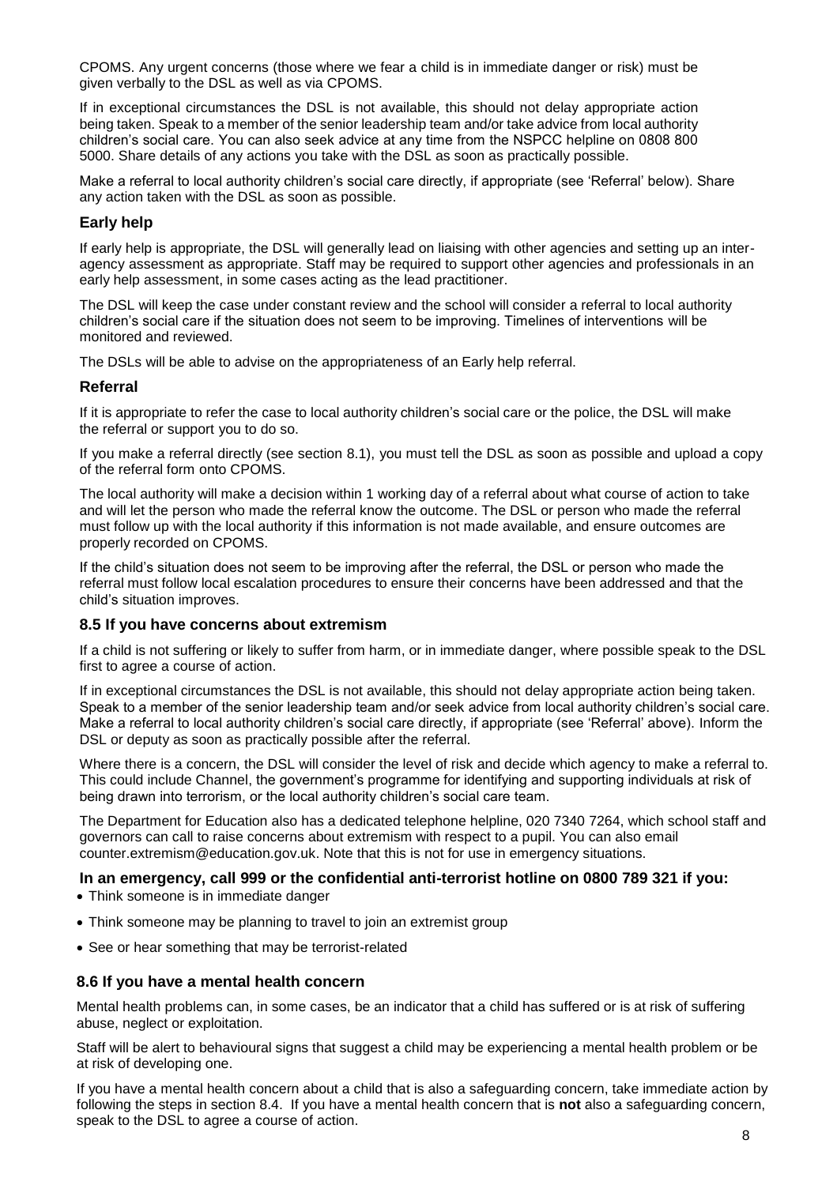CPOMS. Any urgent concerns (those where we fear a child is in immediate danger or risk) must be given verbally to the DSL as well as via CPOMS.

If in exceptional circumstances the DSL is not available, this should not delay appropriate action being taken. Speak to a member of the senior leadership team and/or take advice from local authority children's social care. You can also seek advice at any time from the NSPCC helpline on 0808 800 5000. Share details of any actions you take with the DSL as soon as practically possible.

Make a referral to local authority children's social care directly, if appropriate (see 'Referral' below). Share any action taken with the DSL as soon as possible.

### Early help

If early help is appropriate, the DSL will generally lead on liaising with other agencies and setting up an inter-agency assessment as appropriate. Staff may be required to support other agencies and professionals in an early help assessment, in some cases acting as the lead practitioner.

The DSL will keep the case under constant review and the school will consider a referral to local authority children's social care if the situation does not seem to be improving. Timelines of interventions will be monitored and reviewed.

The DSLs will be able to advise on the appropriateness of an Early help referral.

### Referral

If it is appropriate to refer the case to local authority children's social care or the police, the DSL will make the referral or support you to do so.

If you make a referral directly (see section 8.1), you must tell the DSL as soon as possible and upload a copy of the referral form onto CPOMS.

The local authority will make a decision within 1 working day of a referral about what course of action to take and will let the person who made the referral know the outcome. The DSL or person who made the referral must follow up with the local authority if this information is not made available, and ensure outcomes are properly recorded on CPOMS.

If the child's situation does not seem to be improving after the referral, the DSL or person who made the referral must follow local escalation procedures to ensure their concerns have been addressed and that the child's situation improves.

## 8.5 If you have concerns about extremism

If a child is not suffering or likely to suffer from harm, or in immediate danger, where possible speak to the DSL first to agree a course of action.

If in exceptional circumstances the DSL is not available, this should not delay appropriate action being taken. Speak to a member of the senior leadership team and/or seek advice from local authority children's social care. Make a referral to local authority children's social care directly, if appropriate (see 'Referral' above). Inform the DSL or deputy as soon as practically possible after the referral.

Where there is a concern, the DSL will consider the level of risk and decide which agency to make a referral to. This could include Channel, the government's programme for identifying and supporting individuals at risk of being drawn into terrorism, or the local authority children's social care team.

The Department for Education also has a dedicated telephone helpline, 020 7340 7264, which school staff and governors can call to raise concerns about extremism with respect to a pupil. You can also email counter.extremism@education.gov.uk. Note that this is not for use in emergency situations.

**In an emergency, call 999 or the confidential anti-terrorist hotline on 0800 789 321 if you:**

- Think someone is in immediate danger
- Think someone may be planning to travel to join an extremist group
- See or hear something that may be terrorist-related

## 8.6 If you have a mental health concern

Mental health problems can, in some cases, be an indicator that a child has suffered or is at risk of suffering abuse, neglect or exploitation.

Staff will be alert to behavioural signs that suggest a child may be experiencing a mental health problem or be at risk of developing one.

If you have a mental health concern about a child that is also a safeguarding concern, take immediate action by following the steps in section 8.4. If you have a mental health concern that is **not** also a safeguarding concern, speak to the DSL to agree a course of action.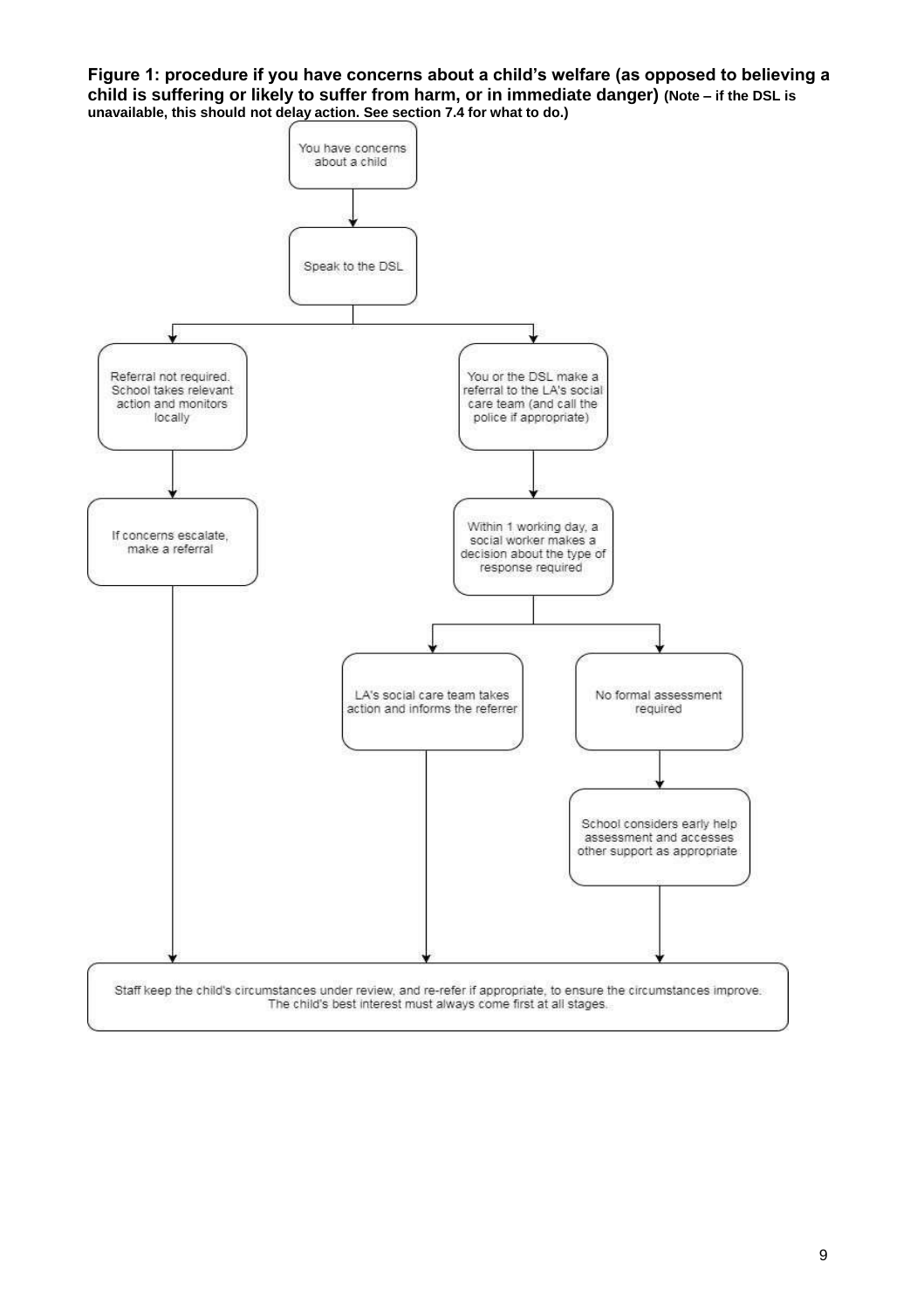**Figure 1: procedure if you have concerns about a child's welfare (as opposed to believing a child is suffering or likely to suffer from harm, or in immediate danger) (Note – if the DSL is unavailable, this should not delay action. See section 7.4 for what to do.)**

You have concerns about a child

Speak to the DSL

Referral not required. School takes relevant action and monitors locally

If concerns escalate, make a referral

You or the DSL make a referral to the LA's social care team (and call the police if appropriate)

Within 1 working day, a social worker makes a decision about the type of response required

LA's social care team takes action and informs the referrer

No formal assessment required

School considers early help assessment and accesses other support as appropriate

Staff keep the child's circumstances under review, and re-refer if appropriate, to ensure the circumstances improve. The child's best interest must always come first at all stages.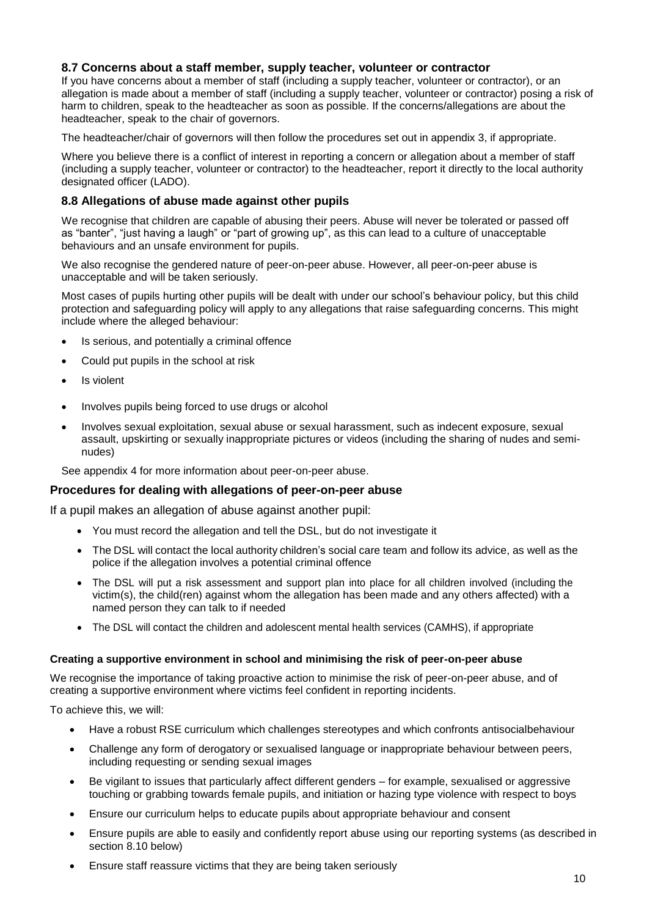### 8.7 Concerns about a staff member, supply teacher, volunteer or contractor

If you have concerns about a member of staff (including a supply teacher, volunteer or contractor), or an allegation is made about a member of staff (including a supply teacher, volunteer or contractor) posing a risk of harm to children, speak to the headteacher as soon as possible. If the concerns/allegations are about the headteacher, speak to the chair of governors.

The headteacher/chair of governors will then follow the procedures set out in appendix 3, if appropriate.

Where you believe there is a conflict of interest in reporting a concern or allegation about a member of staff (including a supply teacher, volunteer or contractor) to the headteacher, report it directly to the local authority designated officer (LADO).

### 8.8 Allegations of abuse made against other pupils

We recognise that children are capable of abusing their peers. Abuse will never be tolerated or passed off as "banter", "just having a laugh" or "part of growing up", as this can lead to a culture of unacceptable behaviours and an unsafe environment for pupils.

We also recognise the gendered nature of peer-on-peer abuse. However, all peer-on-peer abuse is unacceptable and will be taken seriously.

Most cases of pupils hurting other pupils will be dealt with under our school's behaviour policy, but this child protection and safeguarding policy will apply to any allegations that raise safeguarding concerns. This might include where the alleged behaviour:

- Is serious, and potentially a criminal offence
- Could put pupils in the school at risk
- Is violent
- Involves pupils being forced to use drugs or alcohol
- Involves sexual exploitation, sexual abuse or sexual harassment, such as indecent exposure, sexual assault, upskirting or sexually inappropriate pictures or videos (including the sharing of nudes and semi-nudes)

See appendix 4 for more information about peer-on-peer abuse.

### Procedures for dealing with allegations of peer-on-peer abuse

If a pupil makes an allegation of abuse against another pupil:

- You must record the allegation and tell the DSL, but do not investigate it
- The DSL will contact the local authority children's social care team and follow its advice, as well as the police if the allegation involves a potential criminal offence
- The DSL will put a risk assessment and support plan into place for all children involved (including the victim(s), the child(ren) against whom the allegation has been made and any others affected) with a named person they can talk to if needed
- The DSL will contact the children and adolescent mental health services (CAMHS), if appropriate

#### Creating a supportive environment in school and minimising the risk of peer-on-peer abuse

We recognise the importance of taking proactive action to minimise the risk of peer-on-peer abuse, and of creating a supportive environment where victims feel confident in reporting incidents.

To achieve this, we will:

- Have a robust RSE curriculum which challenges stereotypes and which confronts antisocialbehaviour
- Challenge any form of derogatory or sexualised language or inappropriate behaviour between peers, including requesting or sending sexual images
- Be vigilant to issues that particularly affect different genders – for example, sexualised or aggressive touching or grabbing towards female pupils, and initiation or hazing type violence with respect to boys
- Ensure our curriculum helps to educate pupils about appropriate behaviour and consent
- Ensure pupils are able to easily and confidently report abuse using our reporting systems (as described in section 8.10 below)
- Ensure staff reassure victims that they are being taken seriously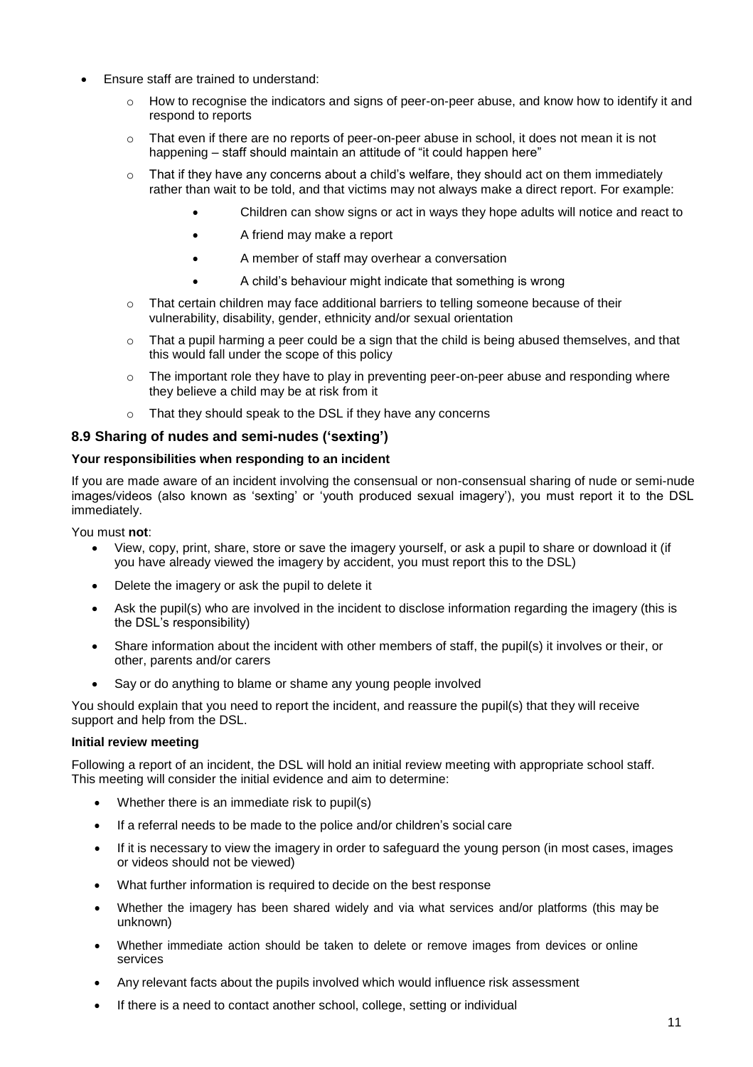- Ensure staff are trained to understand:
    - How to recognise the indicators and signs of peer-on-peer abuse, and know how to identify it and respond to reports
    - That even if there are no reports of peer-on-peer abuse in school, it does not mean it is not happening – staff should maintain an attitude of "it could happen here"
    - That if they have any concerns about a child's welfare, they should act on them immediately rather than wait to be told, and that victims may not always make a direct report. For example:
        - Children can show signs or act in ways they hope adults will notice and react to
        - A friend may make a report
        - A member of staff may overhear a conversation
        - A child's behaviour might indicate that something is wrong
    - That certain children may face additional barriers to telling someone because of their vulnerability, disability, gender, ethnicity and/or sexual orientation
    - That a pupil harming a peer could be a sign that the child is being abused themselves, and that this would fall under the scope of this policy
    - The important role they have to play in preventing peer-on-peer abuse and responding where they believe a child may be at risk from it
    - That they should speak to the DSL if they have any concerns

### 8.9 Sharing of nudes and semi-nudes ('sexting')

**Your responsibilities when responding to an incident**

If you are made aware of an incident involving the consensual or non-consensual sharing of nude or semi-nude images/videos (also known as 'sexting' or 'youth produced sexual imagery'), you must report it to the DSL immediately.

You must **not**:

- View, copy, print, share, store or save the imagery yourself, or ask a pupil to share or download it (if you have already viewed the imagery by accident, you must report this to the DSL)
- Delete the imagery or ask the pupil to delete it
- Ask the pupil(s) who are involved in the incident to disclose information regarding the imagery (this is the DSL's responsibility)
- Share information about the incident with other members of staff, the pupil(s) it involves or their, or other, parents and/or carers
- Say or do anything to blame or shame any young people involved

You should explain that you need to report the incident, and reassure the pupil(s) that they will receive support and help from the DSL.

**Initial review meeting**

Following a report of an incident, the DSL will hold an initial review meeting with appropriate school staff. This meeting will consider the initial evidence and aim to determine:

- Whether there is an immediate risk to pupil(s)
- If a referral needs to be made to the police and/or children's social care
- If it is necessary to view the imagery in order to safeguard the young person (in most cases, images or videos should not be viewed)
- What further information is required to decide on the best response
- Whether the imagery has been shared widely and via what services and/or platforms (this may be unknown)
- Whether immediate action should be taken to delete or remove images from devices or online services
- Any relevant facts about the pupils involved which would influence risk assessment
- If there is a need to contact another school, college, setting or individual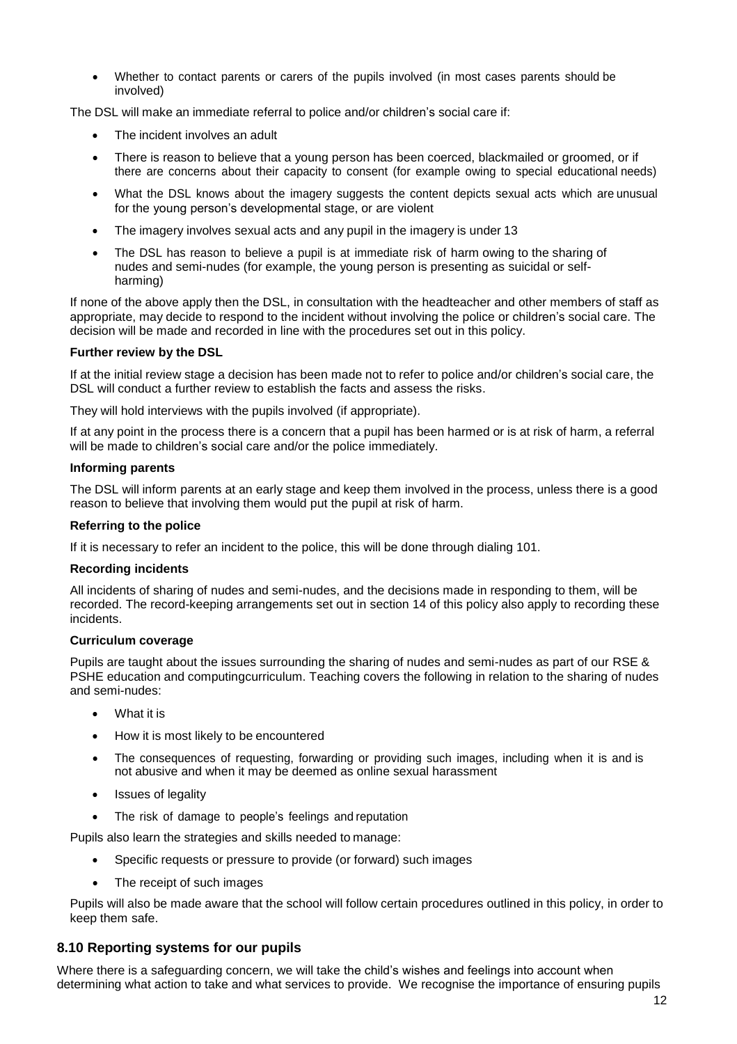- Whether to contact parents or carers of the pupils involved (in most cases parents should be involved)

The DSL will make an immediate referral to police and/or children's social care if:

- The incident involves an adult
- There is reason to believe that a young person has been coerced, blackmailed or groomed, or if there are concerns about their capacity to consent (for example owing to special educational needs)
- What the DSL knows about the imagery suggests the content depicts sexual acts which are unusual for the young person's developmental stage, or are violent
- The imagery involves sexual acts and any pupil in the imagery is under 13
- The DSL has reason to believe a pupil is at immediate risk of harm owing to the sharing of nudes and semi-nudes (for example, the young person is presenting as suicidal or self-harming)

If none of the above apply then the DSL, in consultation with the headteacher and other members of staff as appropriate, may decide to respond to the incident without involving the police or children's social care. The decision will be made and recorded in line with the procedures set out in this policy.

**Further review by the DSL**

If at the initial review stage a decision has been made not to refer to police and/or children's social care, the DSL will conduct a further review to establish the facts and assess the risks.

They will hold interviews with the pupils involved (if appropriate).

If at any point in the process there is a concern that a pupil has been harmed or is at risk of harm, a referral will be made to children's social care and/or the police immediately.

**Informing parents**

The DSL will inform parents at an early stage and keep them involved in the process, unless there is a good reason to believe that involving them would put the pupil at risk of harm.

**Referring to the police**

If it is necessary to refer an incident to the police, this will be done through dialing 101.

**Recording incidents**

All incidents of sharing of nudes and semi-nudes, and the decisions made in responding to them, will be recorded. The record-keeping arrangements set out in section 14 of this policy also apply to recording these incidents.

**Curriculum coverage**

Pupils are taught about the issues surrounding the sharing of nudes and semi-nudes as part of our RSE & PSHE education and computingcurriculum. Teaching covers the following in relation to the sharing of nudes and semi-nudes:

- What it is
- How it is most likely to be encountered
- The consequences of requesting, forwarding or providing such images, including when it is and is not abusive and when it may be deemed as online sexual harassment
- Issues of legality
- The risk of damage to people's feelings and reputation

Pupils also learn the strategies and skills needed to manage:

- Specific requests or pressure to provide (or forward) such images
- The receipt of such images

Pupils will also be made aware that the school will follow certain procedures outlined in this policy, in order to keep them safe.

## 8.10 Reporting systems for our pupils

Where there is a safeguarding concern, we will take the child's wishes and feelings into account when determining what action to take and what services to provide. We recognise the importance of ensuring pupils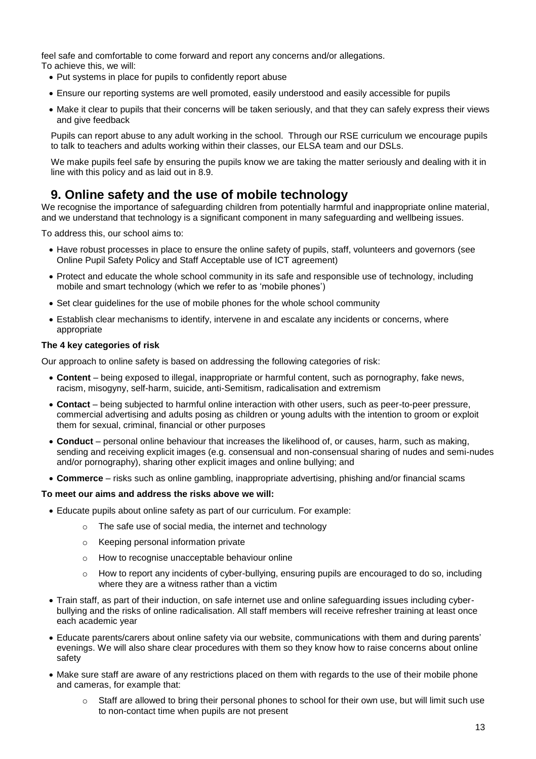feel safe and comfortable to come forward and report any concerns and/or allegations.
To achieve this, we will:

- Put systems in place for pupils to confidently report abuse
- Ensure our reporting systems are well promoted, easily understood and easily accessible for pupils
- Make it clear to pupils that their concerns will be taken seriously, and that they can safely express their views and give feedback

Pupils can report abuse to any adult working in the school. Through our RSE curriculum we encourage pupils to talk to teachers and adults working within their classes, our ELSA team and our DSLs.

We make pupils feel safe by ensuring the pupils know we are taking the matter seriously and dealing with it in line with this policy and as laid out in 8.9.

## 9. Online safety and the use of mobile technology

We recognise the importance of safeguarding children from potentially harmful and inappropriate online material, and we understand that technology is a significant component in many safeguarding and wellbeing issues.

To address this, our school aims to:

- Have robust processes in place to ensure the online safety of pupils, staff, volunteers and governors (see Online Pupil Safety Policy and Staff Acceptable use of ICT agreement)
- Protect and educate the whole school community in its safe and responsible use of technology, including mobile and smart technology (which we refer to as 'mobile phones')
- Set clear guidelines for the use of mobile phones for the whole school community
- Establish clear mechanisms to identify, intervene in and escalate any incidents or concerns, where appropriate

**The 4 key categories of risk**

Our approach to online safety is based on addressing the following categories of risk:

- **Content** – being exposed to illegal, inappropriate or harmful content, such as pornography, fake news, racism, misogyny, self-harm, suicide, anti-Semitism, radicalisation and extremism
- **Contact** – being subjected to harmful online interaction with other users, such as peer-to-peer pressure, commercial advertising and adults posing as children or young adults with the intention to groom or exploit them for sexual, criminal, financial or other purposes
- **Conduct** – personal online behaviour that increases the likelihood of, or causes, harm, such as making, sending and receiving explicit images (e.g. consensual and non-consensual sharing of nudes and semi-nudes and/or pornography), sharing other explicit images and online bullying; and
- **Commerce** – risks such as online gambling, inappropriate advertising, phishing and/or financial scams

**To meet our aims and address the risks above we will:**

- Educate pupils about online safety as part of our curriculum. For example:
  - The safe use of social media, the internet and technology
  - Keeping personal information private
  - How to recognise unacceptable behaviour online
  - How to report any incidents of cyber-bullying, ensuring pupils are encouraged to do so, including where they are a witness rather than a victim
- Train staff, as part of their induction, on safe internet use and online safeguarding issues including cyber-bullying and the risks of online radicalisation. All staff members will receive refresher training at least once each academic year
- Educate parents/carers about online safety via our website, communications with them and during parents' evenings. We will also share clear procedures with them so they know how to raise concerns about online safety
- Make sure staff are aware of any restrictions placed on them with regards to the use of their mobile phone and cameras, for example that:
  - Staff are allowed to bring their personal phones to school for their own use, but will limit such use to non-contact time when pupils are not present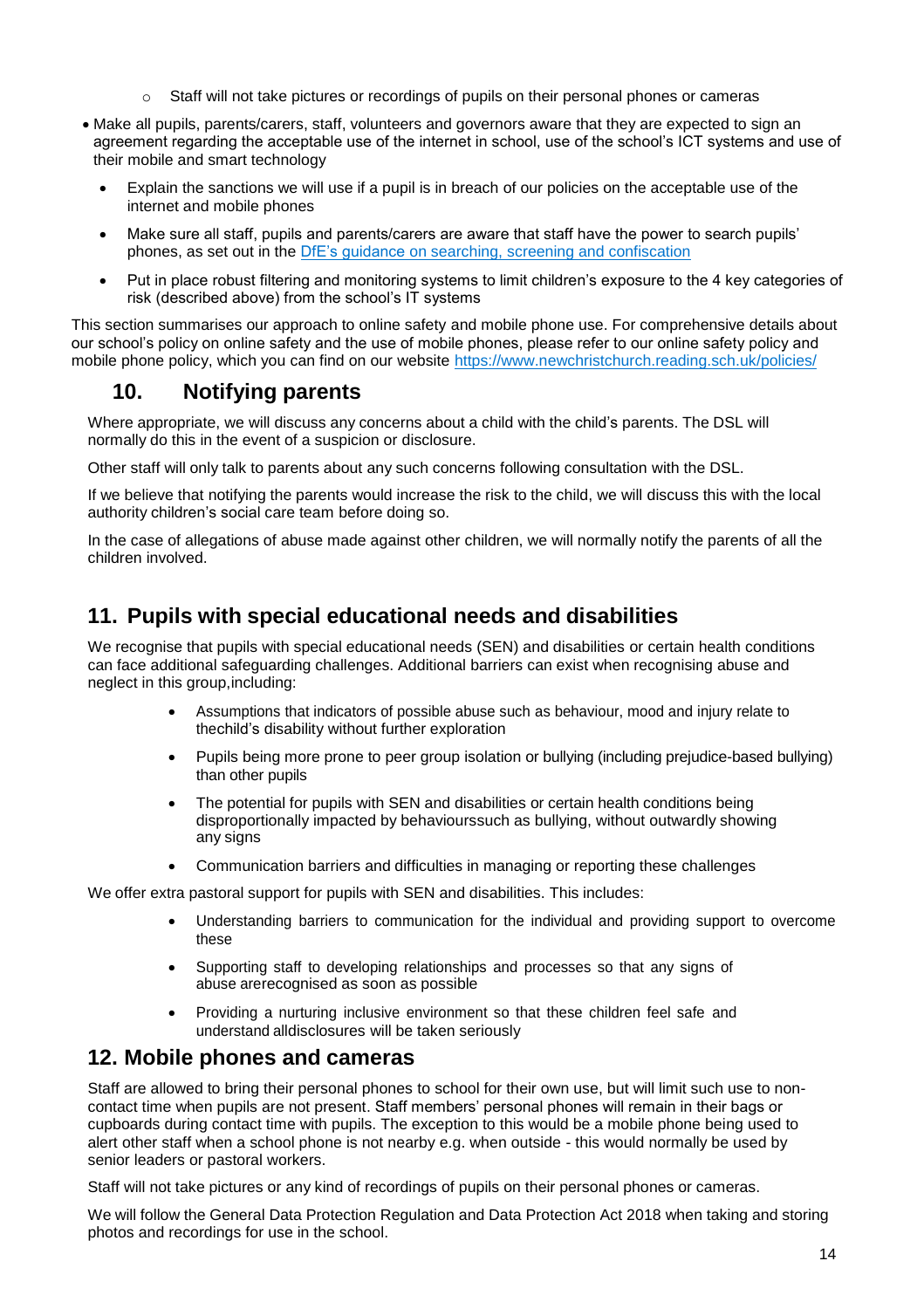- Staff will not take pictures or recordings of pupils on their personal phones or cameras

- Make all pupils, parents/carers, staff, volunteers and governors aware that they are expected to sign an agreement regarding the acceptable use of the internet in school, use of the school's ICT systems and use of their mobile and smart technology
  - Explain the sanctions we will use if a pupil is in breach of our policies on the acceptable use of the internet and mobile phones
  - Make sure all staff, pupils and parents/carers are aware that staff have the power to search pupils' phones, as set out in the [DfE's guidance on searching, screening and confiscation]
  - Put in place robust filtering and monitoring systems to limit children's exposure to the 4 key categories of risk (described above) from the school's IT systems

This section summarises our approach to online safety and mobile phone use. For comprehensive details about our school's policy on online safety and the use of mobile phones, please refer to our online safety policy and mobile phone policy, which you can find on our website https://www.newchristchurch.reading.sch.uk/policies/

## 10. Notifying parents

Where appropriate, we will discuss any concerns about a child with the child's parents. The DSL will normally do this in the event of a suspicion or disclosure.

Other staff will only talk to parents about any such concerns following consultation with the DSL.

If we believe that notifying the parents would increase the risk to the child, we will discuss this with the local authority children's social care team before doing so.

In the case of allegations of abuse made against other children, we will normally notify the parents of all the children involved.

## 11. Pupils with special educational needs and disabilities

We recognise that pupils with special educational needs (SEN) and disabilities or certain health conditions can face additional safeguarding challenges. Additional barriers can exist when recognising abuse and neglect in this group,including:

- Assumptions that indicators of possible abuse such as behaviour, mood and injury relate to thechild's disability without further exploration
- Pupils being more prone to peer group isolation or bullying (including prejudice-based bullying) than other pupils
- The potential for pupils with SEN and disabilities or certain health conditions being disproportionally impacted by behaviourssuch as bullying, without outwardly showing any signs
- Communication barriers and difficulties in managing or reporting these challenges

We offer extra pastoral support for pupils with SEN and disabilities. This includes:

- Understanding barriers to communication for the individual and providing support to overcome these
- Supporting staff to developing relationships and processes so that any signs of abuse arerecognised as soon as possible
- Providing a nurturing inclusive environment so that these children feel safe and understand alldisclosures will be taken seriously

## 12. Mobile phones and cameras

Staff are allowed to bring their personal phones to school for their own use, but will limit such use to non-contact time when pupils are not present. Staff members' personal phones will remain in their bags or cupboards during contact time with pupils. The exception to this would be a mobile phone being used to alert other staff when a school phone is not nearby e.g. when outside - this would normally be used by senior leaders or pastoral workers.

Staff will not take pictures or any kind of recordings of pupils on their personal phones or cameras.

We will follow the General Data Protection Regulation and Data Protection Act 2018 when taking and storing photos and recordings for use in the school.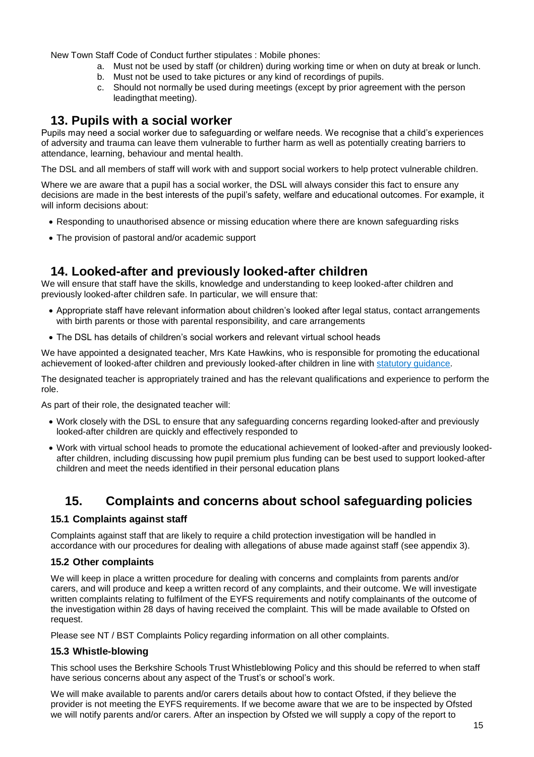New Town Staff Code of Conduct further stipulates : Mobile phones:

a. Must not be used by staff (or children) during working time or when on duty at break or lunch.
b. Must not be used to take pictures or any kind of recordings of pupils.
c. Should not normally be used during meetings (except by prior agreement with the person leadingthat meeting).

## 13. Pupils with a social worker

Pupils may need a social worker due to safeguarding or welfare needs. We recognise that a child's experiences of adversity and trauma can leave them vulnerable to further harm as well as potentially creating barriers to attendance, learning, behaviour and mental health.

The DSL and all members of staff will work with and support social workers to help protect vulnerable children.

Where we are aware that a pupil has a social worker, the DSL will always consider this fact to ensure any decisions are made in the best interests of the pupil's safety, welfare and educational outcomes. For example, it will inform decisions about:

- Responding to unauthorised absence or missing education where there are known safeguarding risks
- The provision of pastoral and/or academic support

## 14. Looked-after and previously looked-after children

We will ensure that staff have the skills, knowledge and understanding to keep looked-after children and previously looked-after children safe. In particular, we will ensure that:

- Appropriate staff have relevant information about children's looked after legal status, contact arrangements with birth parents or those with parental responsibility, and care arrangements
- The DSL has details of children's social workers and relevant virtual school heads

We have appointed a designated teacher, Mrs Kate Hawkins, who is responsible for promoting the educational achievement of looked-after children and previously looked-after children in line with statutory guidance.

The designated teacher is appropriately trained and has the relevant qualifications and experience to perform the role.

As part of their role, the designated teacher will:

- Work closely with the DSL to ensure that any safeguarding concerns regarding looked-after and previously looked-after children are quickly and effectively responded to
- Work with virtual school heads to promote the educational achievement of looked-after and previously looked-after children, including discussing how pupil premium plus funding can be best used to support looked-after children and meet the needs identified in their personal education plans

## 15. Complaints and concerns about school safeguarding policies

### 15.1 Complaints against staff

Complaints against staff that are likely to require a child protection investigation will be handled in accordance with our procedures for dealing with allegations of abuse made against staff (see appendix 3).

### 15.2 Other complaints

We will keep in place a written procedure for dealing with concerns and complaints from parents and/or carers, and will produce and keep a written record of any complaints, and their outcome. We will investigate written complaints relating to fulfilment of the EYFS requirements and notify complainants of the outcome of the investigation within 28 days of having received the complaint. This will be made available to Ofsted on request.

Please see NT / BST Complaints Policy regarding information on all other complaints.

### 15.3 Whistle-blowing

This school uses the Berkshire Schools Trust Whistleblowing Policy and this should be referred to when staff have serious concerns about any aspect of the Trust's or school's work.

We will make available to parents and/or carers details about how to contact Ofsted, if they believe the provider is not meeting the EYFS requirements. If we become aware that we are to be inspected by Ofsted we will notify parents and/or carers. After an inspection by Ofsted we will supply a copy of the report to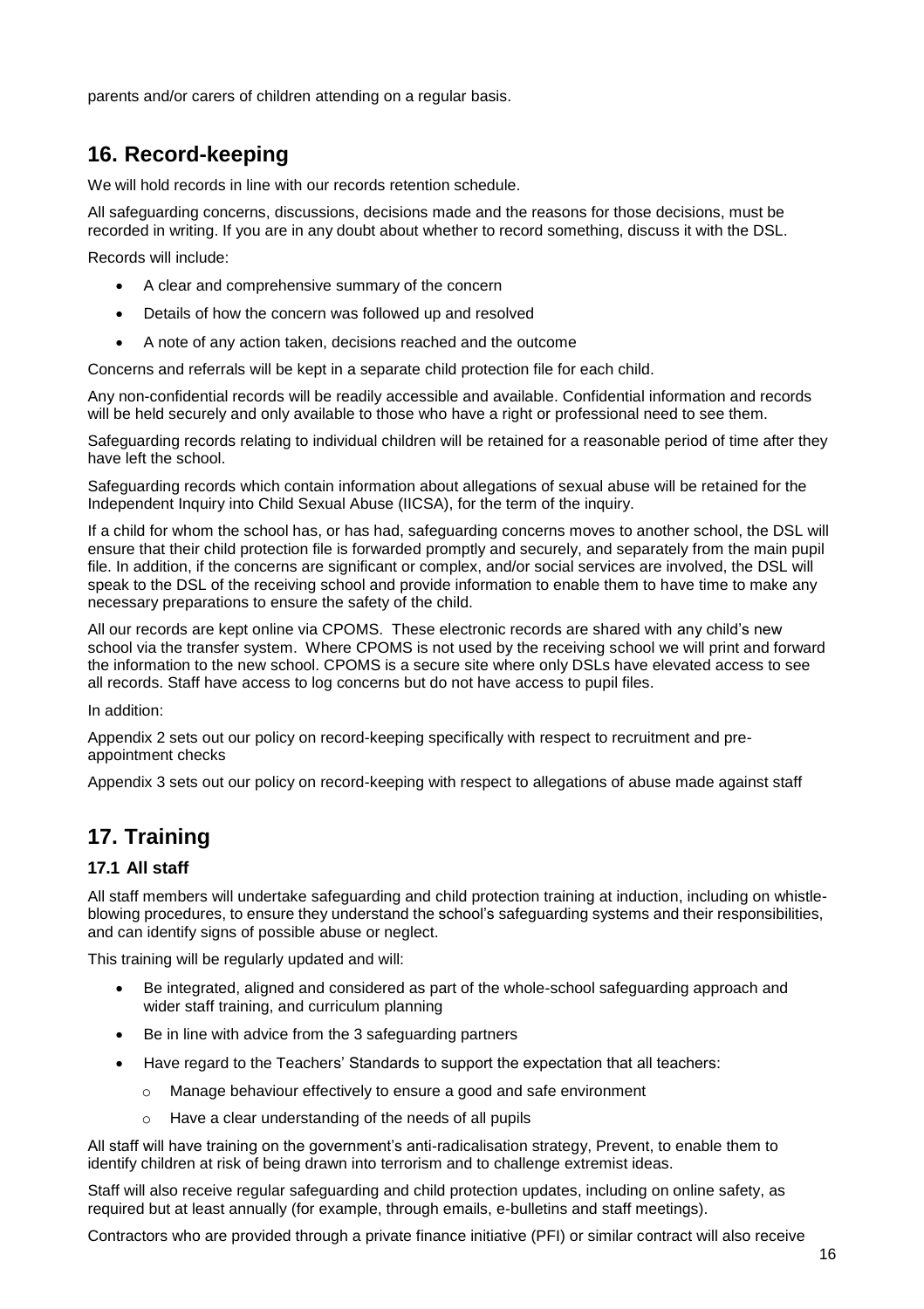parents and/or carers of children attending on a regular basis.

## 16. Record-keeping

We will hold records in line with our records retention schedule.

All safeguarding concerns, discussions, decisions made and the reasons for those decisions, must be recorded in writing. If you are in any doubt about whether to record something, discuss it with the DSL.

Records will include:

- A clear and comprehensive summary of the concern
- Details of how the concern was followed up and resolved
- A note of any action taken, decisions reached and the outcome

Concerns and referrals will be kept in a separate child protection file for each child.

Any non-confidential records will be readily accessible and available. Confidential information and records will be held securely and only available to those who have a right or professional need to see them.

Safeguarding records relating to individual children will be retained for a reasonable period of time after they have left the school.

Safeguarding records which contain information about allegations of sexual abuse will be retained for the Independent Inquiry into Child Sexual Abuse (IICSA), for the term of the inquiry.

If a child for whom the school has, or has had, safeguarding concerns moves to another school, the DSL will ensure that their child protection file is forwarded promptly and securely, and separately from the main pupil file. In addition, if the concerns are significant or complex, and/or social services are involved, the DSL will speak to the DSL of the receiving school and provide information to enable them to have time to make any necessary preparations to ensure the safety of the child.

All our records are kept online via CPOMS. These electronic records are shared with any child's new school via the transfer system. Where CPOMS is not used by the receiving school we will print and forward the information to the new school. CPOMS is a secure site where only DSLs have elevated access to see all records. Staff have access to log concerns but do not have access to pupil files.

In addition:

Appendix 2 sets out our policy on record-keeping specifically with respect to recruitment and pre-appointment checks

Appendix 3 sets out our policy on record-keeping with respect to allegations of abuse made against staff

## 17. Training

### 17.1 All staff

All staff members will undertake safeguarding and child protection training at induction, including on whistle-blowing procedures, to ensure they understand the school's safeguarding systems and their responsibilities, and can identify signs of possible abuse or neglect.

This training will be regularly updated and will:

- Be integrated, aligned and considered as part of the whole-school safeguarding approach and wider staff training, and curriculum planning
- Be in line with advice from the 3 safeguarding partners
- Have regard to the Teachers' Standards to support the expectation that all teachers:
  - Manage behaviour effectively to ensure a good and safe environment
  - Have a clear understanding of the needs of all pupils

All staff will have training on the government's anti-radicalisation strategy, Prevent, to enable them to identify children at risk of being drawn into terrorism and to challenge extremist ideas.

Staff will also receive regular safeguarding and child protection updates, including on online safety, as required but at least annually (for example, through emails, e-bulletins and staff meetings).

Contractors who are provided through a private finance initiative (PFI) or similar contract will also receive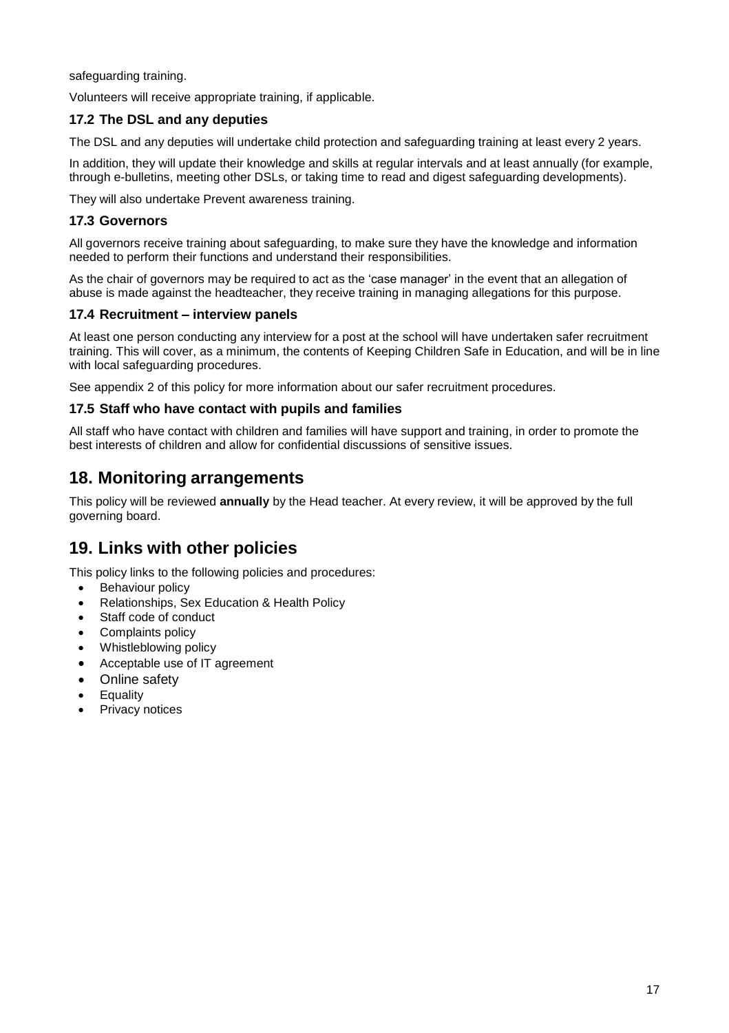safeguarding training.

Volunteers will receive appropriate training, if applicable.

### 17.2 The DSL and any deputies

The DSL and any deputies will undertake child protection and safeguarding training at least every 2 years.

In addition, they will update their knowledge and skills at regular intervals and at least annually (for example, through e-bulletins, meeting other DSLs, or taking time to read and digest safeguarding developments).

They will also undertake Prevent awareness training.

### 17.3 Governors

All governors receive training about safeguarding, to make sure they have the knowledge and information needed to perform their functions and understand their responsibilities.

As the chair of governors may be required to act as the 'case manager' in the event that an allegation of abuse is made against the headteacher, they receive training in managing allegations for this purpose.

### 17.4 Recruitment – interview panels

At least one person conducting any interview for a post at the school will have undertaken safer recruitment training. This will cover, as a minimum, the contents of Keeping Children Safe in Education, and will be in line with local safeguarding procedures.

See appendix 2 of this policy for more information about our safer recruitment procedures.

### 17.5 Staff who have contact with pupils and families

All staff who have contact with children and families will have support and training, in order to promote the best interests of children and allow for confidential discussions of sensitive issues.

## 18. Monitoring arrangements

This policy will be reviewed **annually** by the Head teacher. At every review, it will be approved by the full governing board.

## 19. Links with other policies

This policy links to the following policies and procedures:

- Behaviour policy
- Relationships, Sex Education & Health Policy
- Staff code of conduct
- Complaints policy
- Whistleblowing policy
- Acceptable use of IT agreement
- Online safety
- Equality
- Privacy notices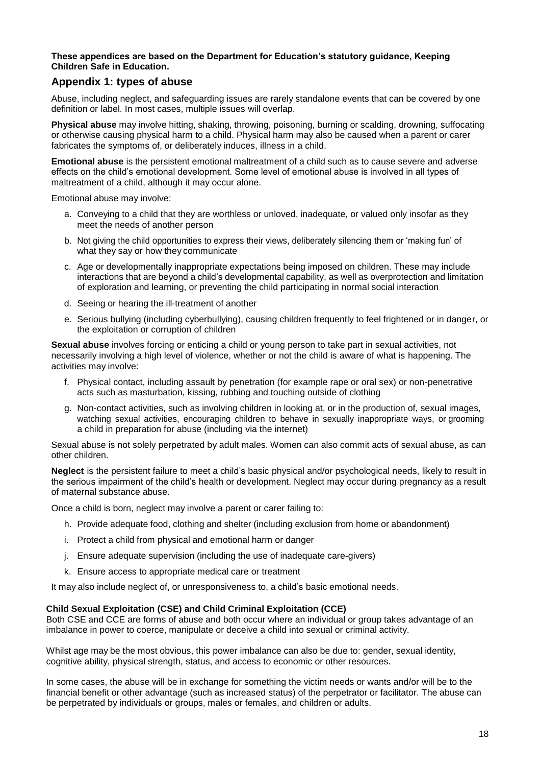**These appendices are based on the Department for Education's statutory guidance, Keeping Children Safe in Education.**

## Appendix 1: types of abuse

Abuse, including neglect, and safeguarding issues are rarely standalone events that can be covered by one definition or label. In most cases, multiple issues will overlap.

**Physical abuse** may involve hitting, shaking, throwing, poisoning, burning or scalding, drowning, suffocating or otherwise causing physical harm to a child. Physical harm may also be caused when a parent or carer fabricates the symptoms of, or deliberately induces, illness in a child.

**Emotional abuse** is the persistent emotional maltreatment of a child such as to cause severe and adverse effects on the child's emotional development. Some level of emotional abuse is involved in all types of maltreatment of a child, although it may occur alone.

Emotional abuse may involve:

a. Conveying to a child that they are worthless or unloved, inadequate, or valued only insofar as they meet the needs of another person

b. Not giving the child opportunities to express their views, deliberately silencing them or 'making fun' of what they say or how they communicate

c. Age or developmentally inappropriate expectations being imposed on children. These may include interactions that are beyond a child's developmental capability, as well as overprotection and limitation of exploration and learning, or preventing the child participating in normal social interaction

d. Seeing or hearing the ill-treatment of another

e. Serious bullying (including cyberbullying), causing children frequently to feel frightened or in danger, or the exploitation or corruption of children

**Sexual abuse** involves forcing or enticing a child or young person to take part in sexual activities, not necessarily involving a high level of violence, whether or not the child is aware of what is happening. The activities may involve:

f. Physical contact, including assault by penetration (for example rape or oral sex) or non-penetrative acts such as masturbation, kissing, rubbing and touching outside of clothing

g. Non-contact activities, such as involving children in looking at, or in the production of, sexual images, watching sexual activities, encouraging children to behave in sexually inappropriate ways, or grooming a child in preparation for abuse (including via the internet)

Sexual abuse is not solely perpetrated by adult males. Women can also commit acts of sexual abuse, as can other children.

**Neglect** is the persistent failure to meet a child's basic physical and/or psychological needs, likely to result in the serious impairment of the child's health or development. Neglect may occur during pregnancy as a result of maternal substance abuse.

Once a child is born, neglect may involve a parent or carer failing to:

h. Provide adequate food, clothing and shelter (including exclusion from home or abandonment)

i. Protect a child from physical and emotional harm or danger

j. Ensure adequate supervision (including the use of inadequate care-givers)

k. Ensure access to appropriate medical care or treatment

It may also include neglect of, or unresponsiveness to, a child's basic emotional needs.

### Child Sexual Exploitation (CSE) and Child Criminal Exploitation (CCE)

Both CSE and CCE are forms of abuse and both occur where an individual or group takes advantage of an imbalance in power to coerce, manipulate or deceive a child into sexual or criminal activity.

Whilst age may be the most obvious, this power imbalance can also be due to: gender, sexual identity, cognitive ability, physical strength, status, and access to economic or other resources.

In some cases, the abuse will be in exchange for something the victim needs or wants and/or will be to the financial benefit or other advantage (such as increased status) of the perpetrator or facilitator. The abuse can be perpetrated by individuals or groups, males or females, and children or adults.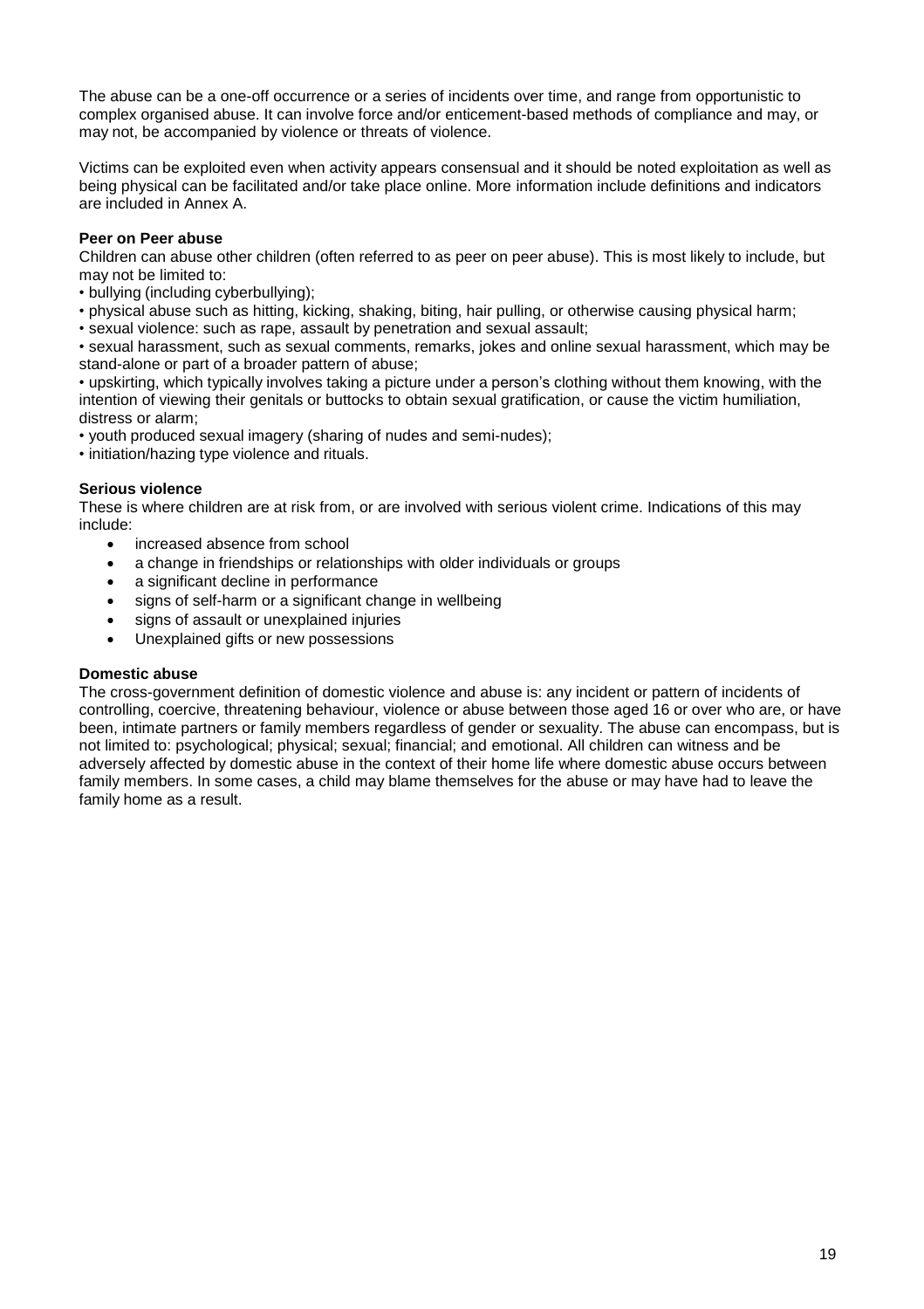The abuse can be a one-off occurrence or a series of incidents over time, and range from opportunistic to complex organised abuse. It can involve force and/or enticement-based methods of compliance and may, or may not, be accompanied by violence or threats of violence.

Victims can be exploited even when activity appears consensual and it should be noted exploitation as well as being physical can be facilitated and/or take place online. More information include definitions and indicators are included in Annex A.

**Peer on Peer abuse**

Children can abuse other children (often referred to as peer on peer abuse). This is most likely to include, but may not be limited to:

- bullying (including cyberbullying);
- physical abuse such as hitting, kicking, shaking, biting, hair pulling, or otherwise causing physical harm;
- sexual violence: such as rape, assault by penetration and sexual assault;
- sexual harassment, such as sexual comments, remarks, jokes and online sexual harassment, which may be stand-alone or part of a broader pattern of abuse;
- upskirting, which typically involves taking a picture under a person's clothing without them knowing, with the intention of viewing their genitals or buttocks to obtain sexual gratification, or cause the victim humiliation, distress or alarm;
- youth produced sexual imagery (sharing of nudes and semi-nudes);
- initiation/hazing type violence and rituals.

**Serious violence**

These is where children are at risk from, or are involved with serious violent crime. Indications of this may include:

- increased absence from school
- a change in friendships or relationships with older individuals or groups
- a significant decline in performance
- signs of self-harm or a significant change in wellbeing
- signs of assault or unexplained injuries
- Unexplained gifts or new possessions

**Domestic abuse**

The cross-government definition of domestic violence and abuse is: any incident or pattern of incidents of controlling, coercive, threatening behaviour, violence or abuse between those aged 16 or over who are, or have been, intimate partners or family members regardless of gender or sexuality. The abuse can encompass, but is not limited to: psychological; physical; sexual; financial; and emotional. All children can witness and be adversely affected by domestic abuse in the context of their home life where domestic abuse occurs between family members. In some cases, a child may blame themselves for the abuse or may have had to leave the family home as a result.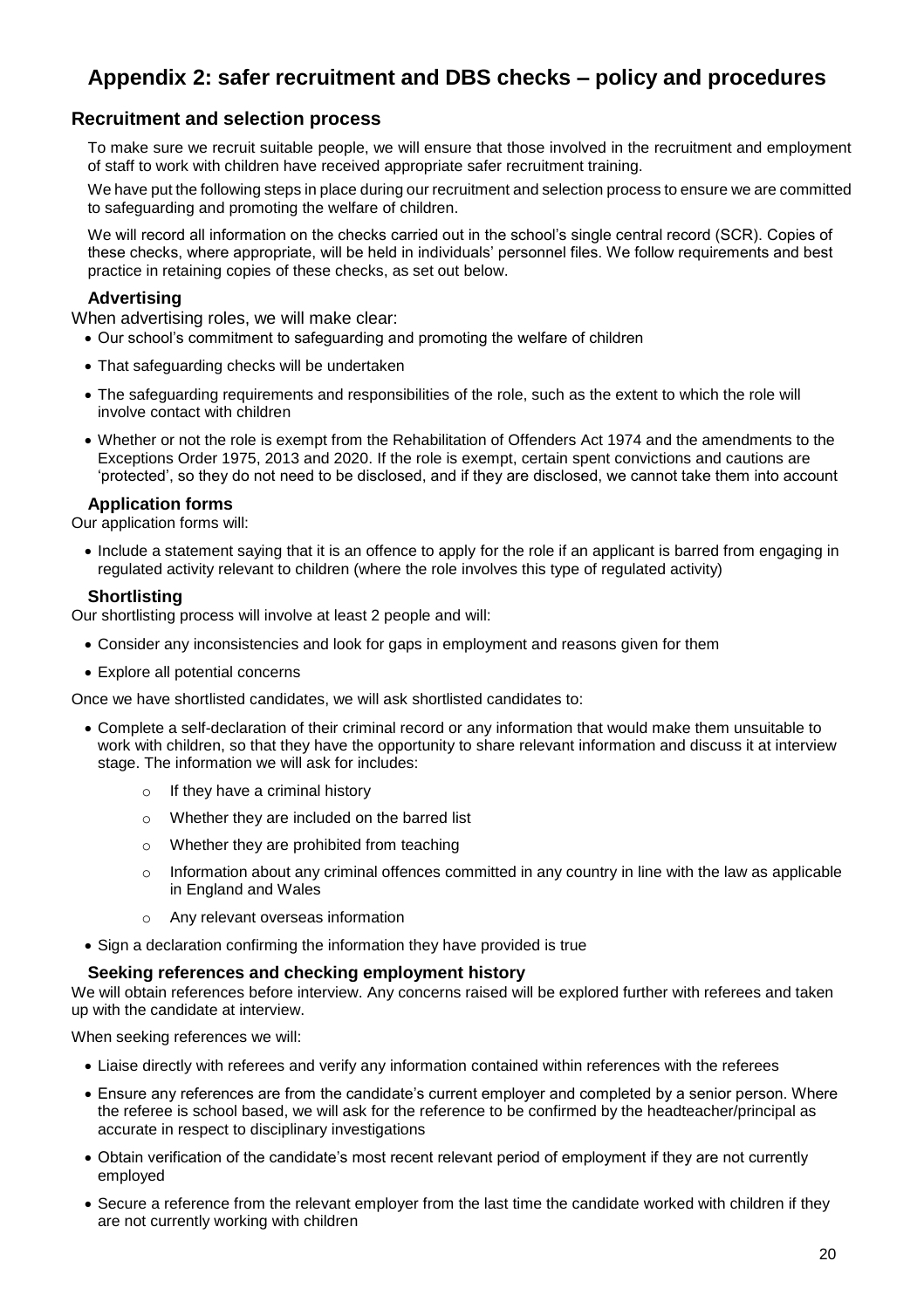# Appendix 2: safer recruitment and DBS checks – policy and procedures

## Recruitment and selection process

To make sure we recruit suitable people, we will ensure that those involved in the recruitment and employment of staff to work with children have received appropriate safer recruitment training.

We have put the following steps in place during our recruitment and selection process to ensure we are committed to safeguarding and promoting the welfare of children.

We will record all information on the checks carried out in the school's single central record (SCR). Copies of these checks, where appropriate, will be held in individuals' personnel files. We follow requirements and best practice in retaining copies of these checks, as set out below.

### Advertising

When advertising roles, we will make clear:

- Our school's commitment to safeguarding and promoting the welfare of children
- That safeguarding checks will be undertaken
- The safeguarding requirements and responsibilities of the role, such as the extent to which the role will involve contact with children
- Whether or not the role is exempt from the Rehabilitation of Offenders Act 1974 and the amendments to the Exceptions Order 1975, 2013 and 2020. If the role is exempt, certain spent convictions and cautions are 'protected', so they do not need to be disclosed, and if they are disclosed, we cannot take them into account

### Application forms

Our application forms will:

- Include a statement saying that it is an offence to apply for the role if an applicant is barred from engaging in regulated activity relevant to children (where the role involves this type of regulated activity)

### Shortlisting

Our shortlisting process will involve at least 2 people and will:

- Consider any inconsistencies and look for gaps in employment and reasons given for them
- Explore all potential concerns

Once we have shortlisted candidates, we will ask shortlisted candidates to:

- Complete a self-declaration of their criminal record or any information that would make them unsuitable to work with children, so that they have the opportunity to share relevant information and discuss it at interview stage. The information we will ask for includes:
  - If they have a criminal history
  - Whether they are included on the barred list
  - Whether they are prohibited from teaching
  - Information about any criminal offences committed in any country in line with the law as applicable in England and Wales
  - Any relevant overseas information
- Sign a declaration confirming the information they have provided is true

### Seeking references and checking employment history

We will obtain references before interview. Any concerns raised will be explored further with referees and taken up with the candidate at interview.

When seeking references we will:

- Liaise directly with referees and verify any information contained within references with the referees
- Ensure any references are from the candidate's current employer and completed by a senior person. Where the referee is school based, we will ask for the reference to be confirmed by the headteacher/principal as accurate in respect to disciplinary investigations
- Obtain verification of the candidate's most recent relevant period of employment if they are not currently employed
- Secure a reference from the relevant employer from the last time the candidate worked with children if they are not currently working with children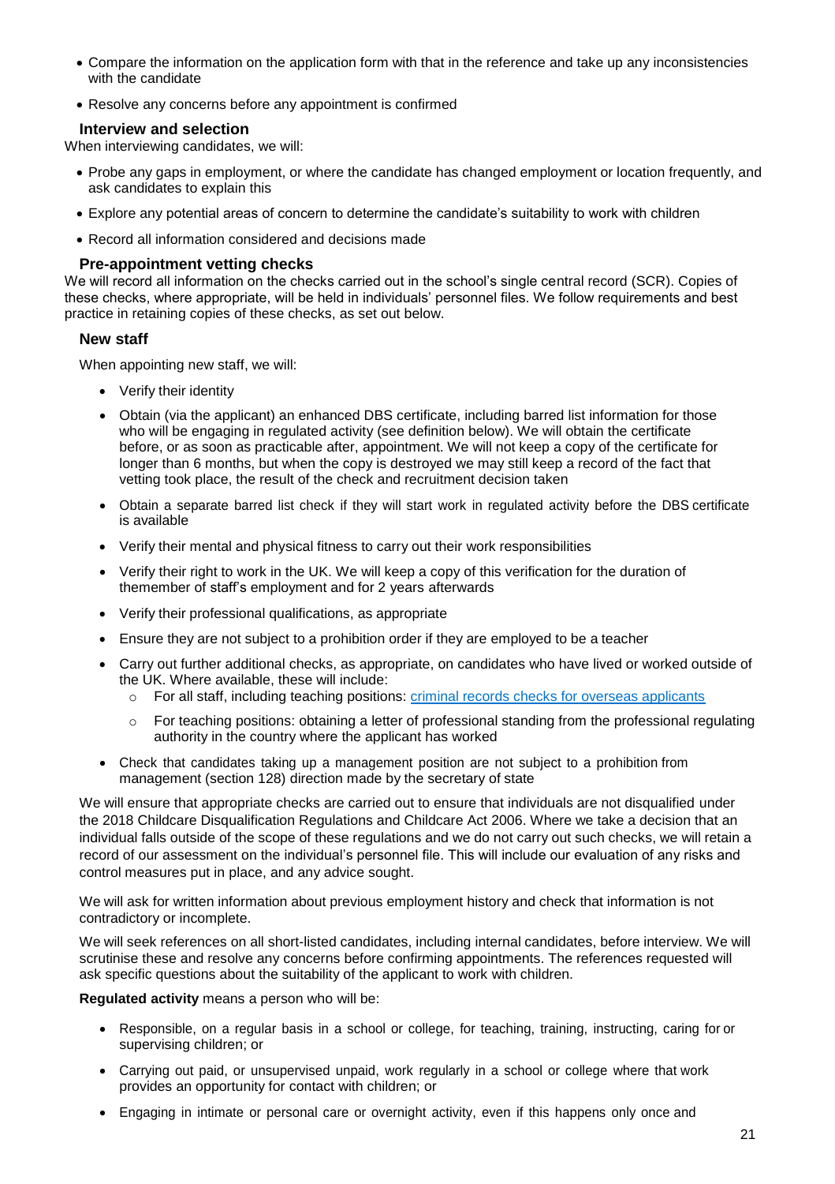- Compare the information on the application form with that in the reference and take up any inconsistencies with the candidate
- Resolve any concerns before any appointment is confirmed

### Interview and selection

When interviewing candidates, we will:

- Probe any gaps in employment, or where the candidate has changed employment or location frequently, and ask candidates to explain this
- Explore any potential areas of concern to determine the candidate's suitability to work with children
- Record all information considered and decisions made

### Pre-appointment vetting checks

We will record all information on the checks carried out in the school's single central record (SCR). Copies of these checks, where appropriate, will be held in individuals' personnel files. We follow requirements and best practice in retaining copies of these checks, as set out below.

### New staff

When appointing new staff, we will:

- Verify their identity
- Obtain (via the applicant) an enhanced DBS certificate, including barred list information for those who will be engaging in regulated activity (see definition below). We will obtain the certificate before, or as soon as practicable after, appointment. We will not keep a copy of the certificate for longer than 6 months, but when the copy is destroyed we may still keep a record of the fact that vetting took place, the result of the check and recruitment decision taken
- Obtain a separate barred list check if they will start work in regulated activity before the DBS certificate is available
- Verify their mental and physical fitness to carry out their work responsibilities
- Verify their right to work in the UK. We will keep a copy of this verification for the duration of themember of staff's employment and for 2 years afterwards
- Verify their professional qualifications, as appropriate
- Ensure they are not subject to a prohibition order if they are employed to be a teacher
- Carry out further additional checks, as appropriate, on candidates who have lived or worked outside of the UK. Where available, these will include:
  - For all staff, including teaching positions: criminal records checks for overseas applicants
  - For teaching positions: obtaining a letter of professional standing from the professional regulating authority in the country where the applicant has worked
- Check that candidates taking up a management position are not subject to a prohibition from management (section 128) direction made by the secretary of state

We will ensure that appropriate checks are carried out to ensure that individuals are not disqualified under the 2018 Childcare Disqualification Regulations and Childcare Act 2006. Where we take a decision that an individual falls outside of the scope of these regulations and we do not carry out such checks, we will retain a record of our assessment on the individual's personnel file. This will include our evaluation of any risks and control measures put in place, and any advice sought.

We will ask for written information about previous employment history and check that information is not contradictory or incomplete.

We will seek references on all short-listed candidates, including internal candidates, before interview. We will scrutinise these and resolve any concerns before confirming appointments. The references requested will ask specific questions about the suitability of the applicant to work with children.

**Regulated activity** means a person who will be:

- Responsible, on a regular basis in a school or college, for teaching, training, instructing, caring for or supervising children; or
- Carrying out paid, or unsupervised unpaid, work regularly in a school or college where that work provides an opportunity for contact with children; or
- Engaging in intimate or personal care or overnight activity, even if this happens only once and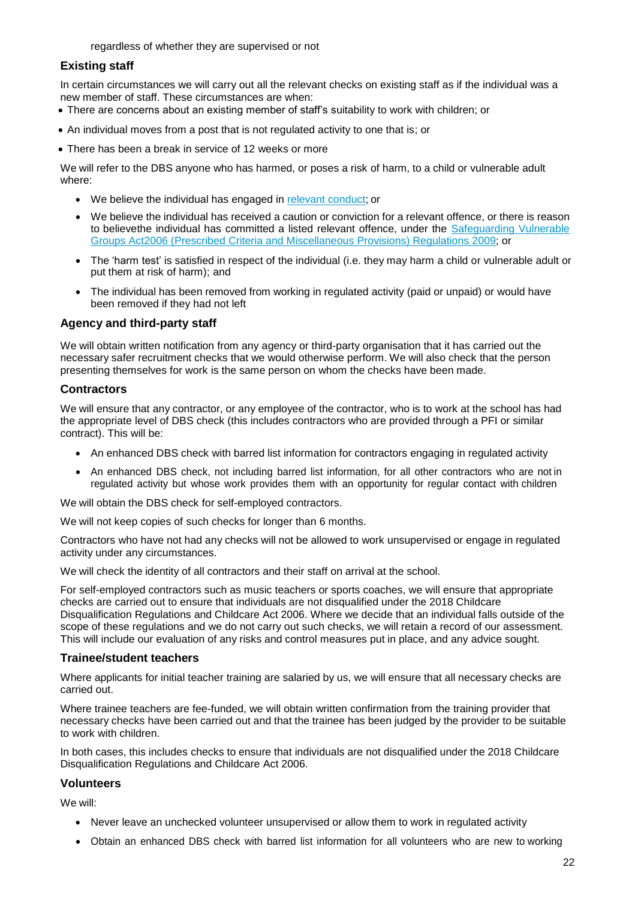regardless of whether they are supervised or not

### Existing staff

In certain circumstances we will carry out all the relevant checks on existing staff as if the individual was a new member of staff. These circumstances are when:

- There are concerns about an existing member of staff's suitability to work with children; or
- An individual moves from a post that is not regulated activity to one that is; or
- There has been a break in service of 12 weeks or more

We will refer to the DBS anyone who has harmed, or poses a risk of harm, to a child or vulnerable adult where:

- We believe the individual has engaged in relevant conduct; or
- We believe the individual has received a caution or conviction for a relevant offence, or there is reason to believethe individual has committed a listed relevant offence, under the Safeguarding Vulnerable Groups Act2006 (Prescribed Criteria and Miscellaneous Provisions) Regulations 2009; or
- The 'harm test' is satisfied in respect of the individual (i.e. they may harm a child or vulnerable adult or put them at risk of harm); and
- The individual has been removed from working in regulated activity (paid or unpaid) or would have been removed if they had not left

### Agency and third-party staff

We will obtain written notification from any agency or third-party organisation that it has carried out the necessary safer recruitment checks that we would otherwise perform. We will also check that the person presenting themselves for work is the same person on whom the checks have been made.

### Contractors

We will ensure that any contractor, or any employee of the contractor, who is to work at the school has had the appropriate level of DBS check (this includes contractors who are provided through a PFI or similar contract). This will be:

- An enhanced DBS check with barred list information for contractors engaging in regulated activity
- An enhanced DBS check, not including barred list information, for all other contractors who are not in regulated activity but whose work provides them with an opportunity for regular contact with children

We will obtain the DBS check for self-employed contractors.

We will not keep copies of such checks for longer than 6 months.

Contractors who have not had any checks will not be allowed to work unsupervised or engage in regulated activity under any circumstances.

We will check the identity of all contractors and their staff on arrival at the school.

For self-employed contractors such as music teachers or sports coaches, we will ensure that appropriate checks are carried out to ensure that individuals are not disqualified under the 2018 Childcare Disqualification Regulations and Childcare Act 2006. Where we decide that an individual falls outside of the scope of these regulations and we do not carry out such checks, we will retain a record of our assessment. This will include our evaluation of any risks and control measures put in place, and any advice sought.

### Trainee/student teachers

Where applicants for initial teacher training are salaried by us, we will ensure that all necessary checks are carried out.

Where trainee teachers are fee-funded, we will obtain written confirmation from the training provider that necessary checks have been carried out and that the trainee has been judged by the provider to be suitable to work with children.

In both cases, this includes checks to ensure that individuals are not disqualified under the 2018 Childcare Disqualification Regulations and Childcare Act 2006.

### Volunteers

We will:

- Never leave an unchecked volunteer unsupervised or allow them to work in regulated activity
- Obtain an enhanced DBS check with barred list information for all volunteers who are new to working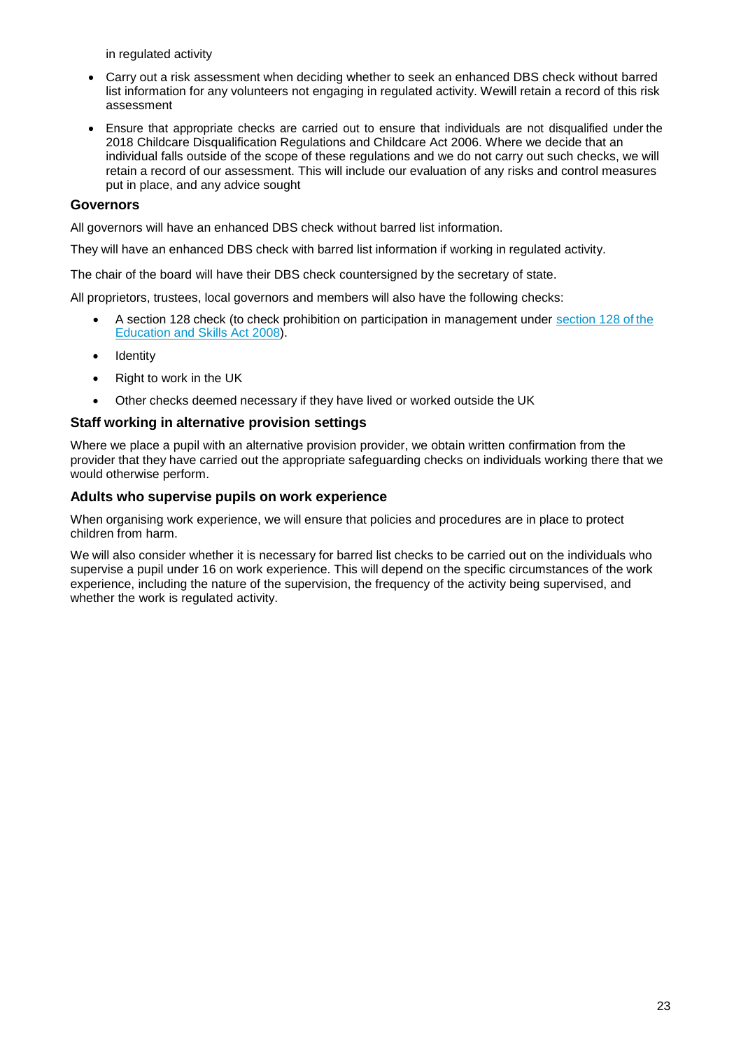in regulated activity

- Carry out a risk assessment when deciding whether to seek an enhanced DBS check without barred list information for any volunteers not engaging in regulated activity. Wewill retain a record of this risk assessment
- Ensure that appropriate checks are carried out to ensure that individuals are not disqualified under the 2018 Childcare Disqualification Regulations and Childcare Act 2006. Where we decide that an individual falls outside of the scope of these regulations and we do not carry out such checks, we will retain a record of our assessment. This will include our evaluation of any risks and control measures put in place, and any advice sought

### Governors

All governors will have an enhanced DBS check without barred list information.

They will have an enhanced DBS check with barred list information if working in regulated activity.

The chair of the board will have their DBS check countersigned by the secretary of state.

All proprietors, trustees, local governors and members will also have the following checks:

- A section 128 check (to check prohibition on participation in management under [section 128 of the Education and Skills Act 2008](#)).
- Identity
- Right to work in the UK
- Other checks deemed necessary if they have lived or worked outside the UK

### Staff working in alternative provision settings

Where we place a pupil with an alternative provision provider, we obtain written confirmation from the provider that they have carried out the appropriate safeguarding checks on individuals working there that we would otherwise perform.

### Adults who supervise pupils on work experience

When organising work experience, we will ensure that policies and procedures are in place to protect children from harm.

We will also consider whether it is necessary for barred list checks to be carried out on the individuals who supervise a pupil under 16 on work experience. This will depend on the specific circumstances of the work experience, including the nature of the supervision, the frequency of the activity being supervised, and whether the work is regulated activity.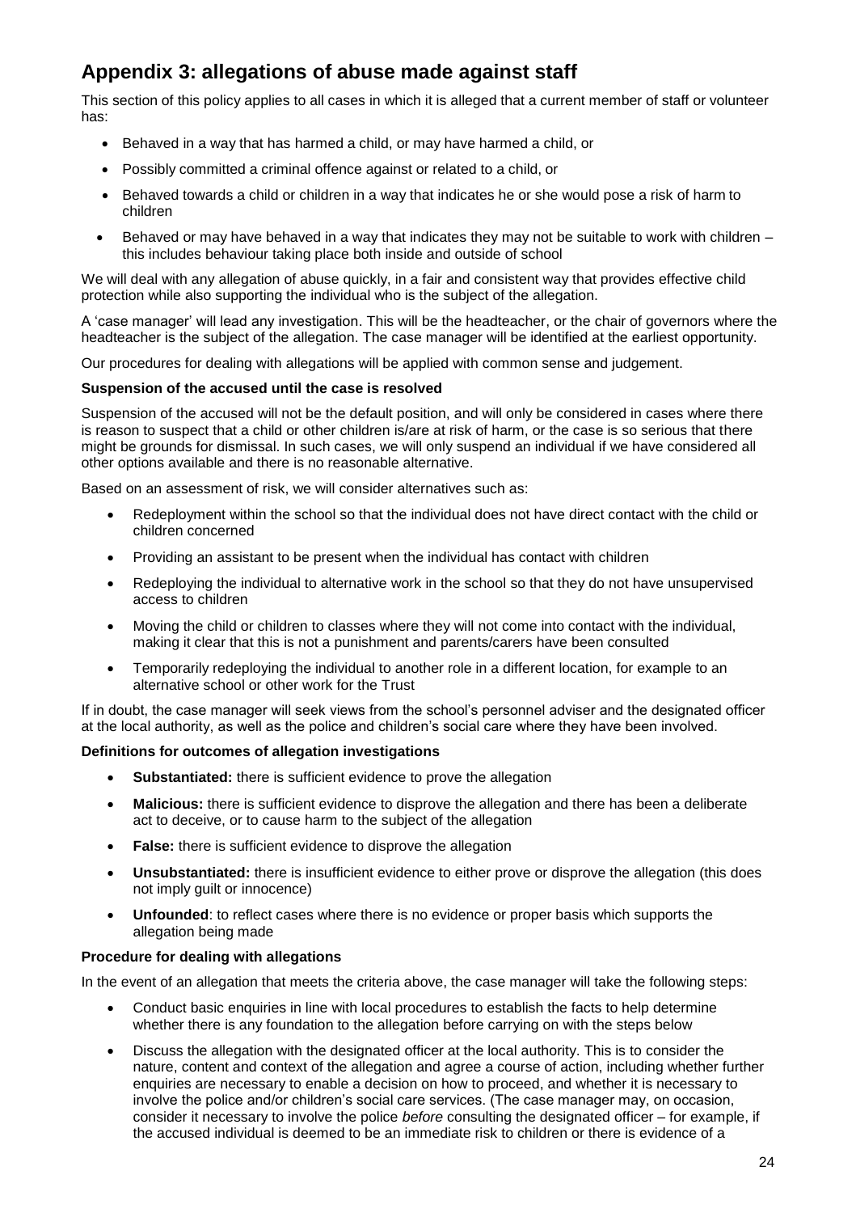## Appendix 3: allegations of abuse made against staff

This section of this policy applies to all cases in which it is alleged that a current member of staff or volunteer has:

- Behaved in a way that has harmed a child, or may have harmed a child, or
- Possibly committed a criminal offence against or related to a child, or
- Behaved towards a child or children in a way that indicates he or she would pose a risk of harm to children
- Behaved or may have behaved in a way that indicates they may not be suitable to work with children – this includes behaviour taking place both inside and outside of school

We will deal with any allegation of abuse quickly, in a fair and consistent way that provides effective child protection while also supporting the individual who is the subject of the allegation.

A 'case manager' will lead any investigation. This will be the headteacher, or the chair of governors where the headteacher is the subject of the allegation. The case manager will be identified at the earliest opportunity.

Our procedures for dealing with allegations will be applied with common sense and judgement.

**Suspension of the accused until the case is resolved**

Suspension of the accused will not be the default position, and will only be considered in cases where there is reason to suspect that a child or other children is/are at risk of harm, or the case is so serious that there might be grounds for dismissal. In such cases, we will only suspend an individual if we have considered all other options available and there is no reasonable alternative.

Based on an assessment of risk, we will consider alternatives such as:

- Redeployment within the school so that the individual does not have direct contact with the child or children concerned
- Providing an assistant to be present when the individual has contact with children
- Redeploying the individual to alternative work in the school so that they do not have unsupervised access to children
- Moving the child or children to classes where they will not come into contact with the individual, making it clear that this is not a punishment and parents/carers have been consulted
- Temporarily redeploying the individual to another role in a different location, for example to an alternative school or other work for the Trust

If in doubt, the case manager will seek views from the school's personnel adviser and the designated officer at the local authority, as well as the police and children's social care where they have been involved.

**Definitions for outcomes of allegation investigations**

- **Substantiated:** there is sufficient evidence to prove the allegation
- **Malicious:** there is sufficient evidence to disprove the allegation and there has been a deliberate act to deceive, or to cause harm to the subject of the allegation
- **False:** there is sufficient evidence to disprove the allegation
- **Unsubstantiated:** there is insufficient evidence to either prove or disprove the allegation (this does not imply guilt or innocence)
- **Unfounded**: to reflect cases where there is no evidence or proper basis which supports the allegation being made

**Procedure for dealing with allegations**

In the event of an allegation that meets the criteria above, the case manager will take the following steps:

- Conduct basic enquiries in line with local procedures to establish the facts to help determine whether there is any foundation to the allegation before carrying on with the steps below
- Discuss the allegation with the designated officer at the local authority. This is to consider the nature, content and context of the allegation and agree a course of action, including whether further enquiries are necessary to enable a decision on how to proceed, and whether it is necessary to involve the police and/or children's social care services. (The case manager may, on occasion, consider it necessary to involve the police *before* consulting the designated officer – for example, if the accused individual is deemed to be an immediate risk to children or there is evidence of a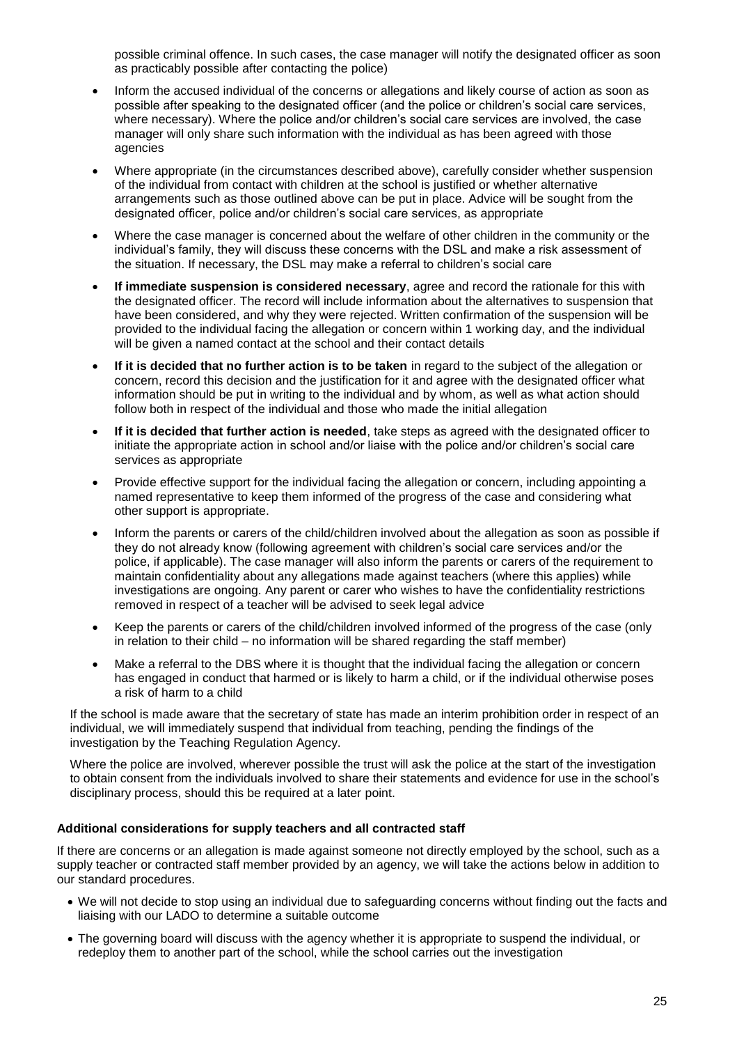possible criminal offence. In such cases, the case manager will notify the designated officer as soon as practicably possible after contacting the police)

- Inform the accused individual of the concerns or allegations and likely course of action as soon as possible after speaking to the designated officer (and the police or children's social care services, where necessary). Where the police and/or children's social care services are involved, the case manager will only share such information with the individual as has been agreed with those agencies
- Where appropriate (in the circumstances described above), carefully consider whether suspension of the individual from contact with children at the school is justified or whether alternative arrangements such as those outlined above can be put in place. Advice will be sought from the designated officer, police and/or children's social care services, as appropriate
- Where the case manager is concerned about the welfare of other children in the community or the individual's family, they will discuss these concerns with the DSL and make a risk assessment of the situation. If necessary, the DSL may make a referral to children's social care
- **If immediate suspension is considered necessary**, agree and record the rationale for this with the designated officer. The record will include information about the alternatives to suspension that have been considered, and why they were rejected. Written confirmation of the suspension will be provided to the individual facing the allegation or concern within 1 working day, and the individual will be given a named contact at the school and their contact details
- **If it is decided that no further action is to be taken** in regard to the subject of the allegation or concern, record this decision and the justification for it and agree with the designated officer what information should be put in writing to the individual and by whom, as well as what action should follow both in respect of the individual and those who made the initial allegation
- **If it is decided that further action is needed**, take steps as agreed with the designated officer to initiate the appropriate action in school and/or liaise with the police and/or children's social care services as appropriate
- Provide effective support for the individual facing the allegation or concern, including appointing a named representative to keep them informed of the progress of the case and considering what other support is appropriate.
- Inform the parents or carers of the child/children involved about the allegation as soon as possible if they do not already know (following agreement with children's social care services and/or the police, if applicable). The case manager will also inform the parents or carers of the requirement to maintain confidentiality about any allegations made against teachers (where this applies) while investigations are ongoing. Any parent or carer who wishes to have the confidentiality restrictions removed in respect of a teacher will be advised to seek legal advice
- Keep the parents or carers of the child/children involved informed of the progress of the case (only in relation to their child – no information will be shared regarding the staff member)
- Make a referral to the DBS where it is thought that the individual facing the allegation or concern has engaged in conduct that harmed or is likely to harm a child, or if the individual otherwise poses a risk of harm to a child

If the school is made aware that the secretary of state has made an interim prohibition order in respect of an individual, we will immediately suspend that individual from teaching, pending the findings of the investigation by the Teaching Regulation Agency.

Where the police are involved, wherever possible the trust will ask the police at the start of the investigation to obtain consent from the individuals involved to share their statements and evidence for use in the school's disciplinary process, should this be required at a later point.

**Additional considerations for supply teachers and all contracted staff**

If there are concerns or an allegation is made against someone not directly employed by the school, such as a supply teacher or contracted staff member provided by an agency, we will take the actions below in addition to our standard procedures.

- We will not decide to stop using an individual due to safeguarding concerns without finding out the facts and liaising with our LADO to determine a suitable outcome
- The governing board will discuss with the agency whether it is appropriate to suspend the individual, or redeploy them to another part of the school, while the school carries out the investigation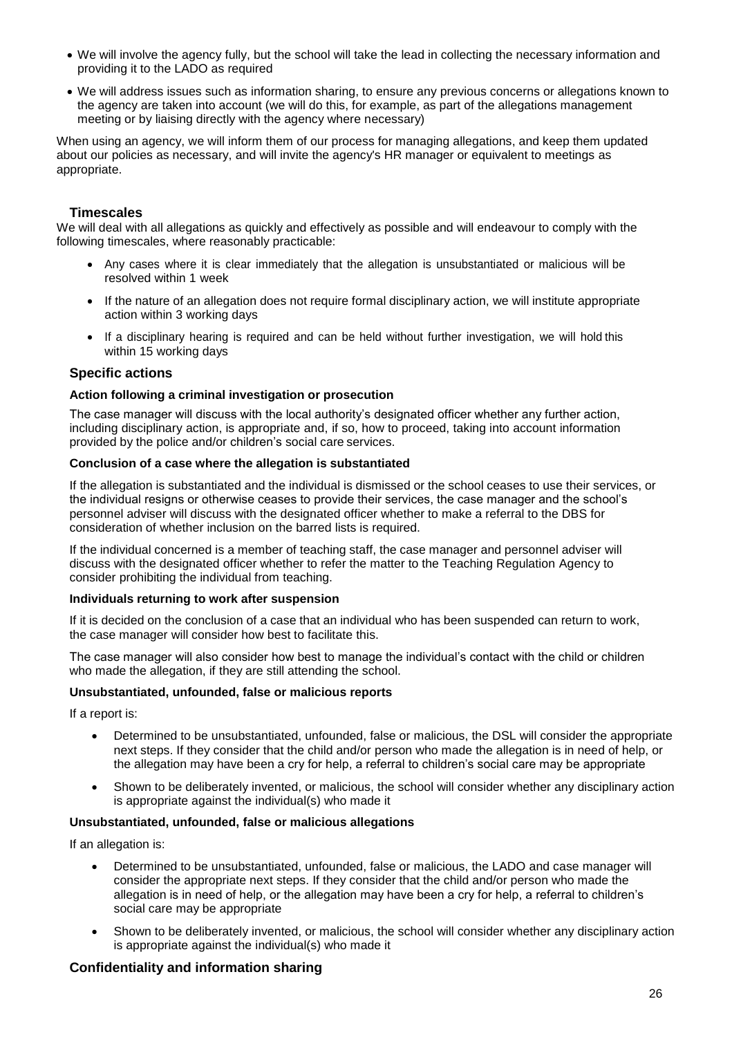- We will involve the agency fully, but the school will take the lead in collecting the necessary information and providing it to the LADO as required
- We will address issues such as information sharing, to ensure any previous concerns or allegations known to the agency are taken into account (we will do this, for example, as part of the allegations management meeting or by liaising directly with the agency where necessary)

When using an agency, we will inform them of our process for managing allegations, and keep them updated about our policies as necessary, and will invite the agency's HR manager or equivalent to meetings as appropriate.

## Timescales

We will deal with all allegations as quickly and effectively as possible and will endeavour to comply with the following timescales, where reasonably practicable:

- Any cases where it is clear immediately that the allegation is unsubstantiated or malicious will be resolved within 1 week
- If the nature of an allegation does not require formal disciplinary action, we will institute appropriate action within 3 working days
- If a disciplinary hearing is required and can be held without further investigation, we will hold this within 15 working days

## Specific actions

#### Action following a criminal investigation or prosecution

The case manager will discuss with the local authority's designated officer whether any further action, including disciplinary action, is appropriate and, if so, how to proceed, taking into account information provided by the police and/or children's social care services.

#### Conclusion of a case where the allegation is substantiated

If the allegation is substantiated and the individual is dismissed or the school ceases to use their services, or the individual resigns or otherwise ceases to provide their services, the case manager and the school's personnel adviser will discuss with the designated officer whether to make a referral to the DBS for consideration of whether inclusion on the barred lists is required.

If the individual concerned is a member of teaching staff, the case manager and personnel adviser will discuss with the designated officer whether to refer the matter to the Teaching Regulation Agency to consider prohibiting the individual from teaching.

#### Individuals returning to work after suspension

If it is decided on the conclusion of a case that an individual who has been suspended can return to work, the case manager will consider how best to facilitate this.

The case manager will also consider how best to manage the individual's contact with the child or children who made the allegation, if they are still attending the school.

#### Unsubstantiated, unfounded, false or malicious reports

If a report is:

- Determined to be unsubstantiated, unfounded, false or malicious, the DSL will consider the appropriate next steps. If they consider that the child and/or person who made the allegation is in need of help, or the allegation may have been a cry for help, a referral to children's social care may be appropriate
- Shown to be deliberately invented, or malicious, the school will consider whether any disciplinary action is appropriate against the individual(s) who made it

#### Unsubstantiated, unfounded, false or malicious allegations

If an allegation is:

- Determined to be unsubstantiated, unfounded, false or malicious, the LADO and case manager will consider the appropriate next steps. If they consider that the child and/or person who made the allegation is in need of help, or the allegation may have been a cry for help, a referral to children's social care may be appropriate
- Shown to be deliberately invented, or malicious, the school will consider whether any disciplinary action is appropriate against the individual(s) who made it

## Confidentiality and information sharing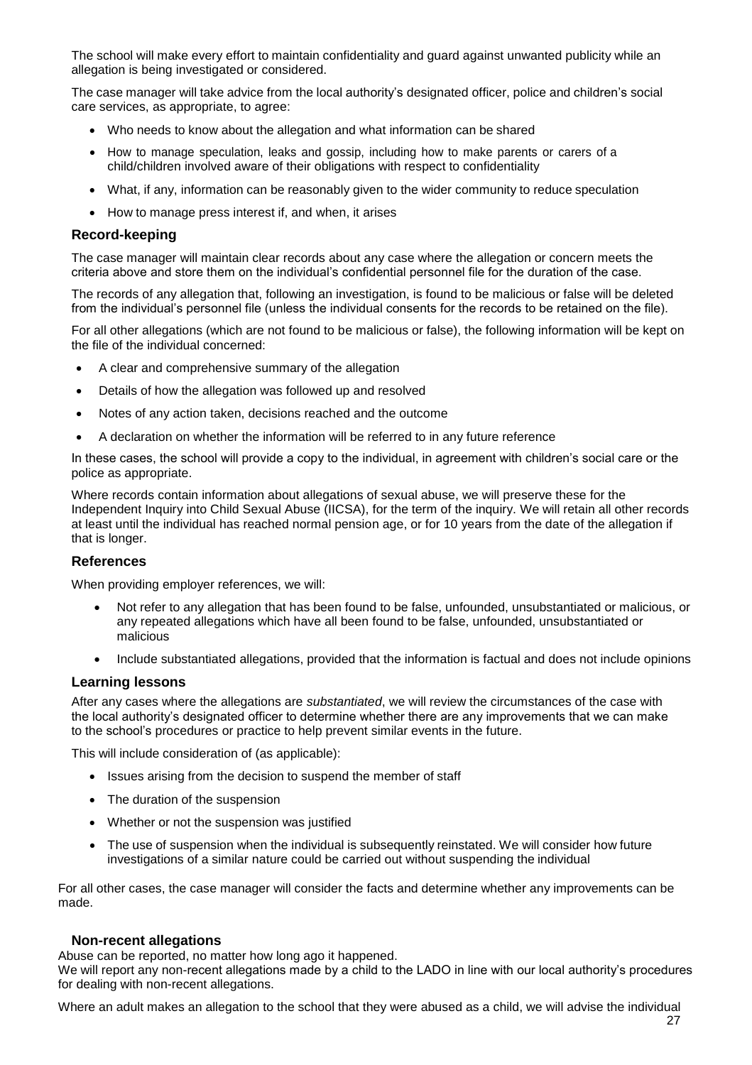The school will make every effort to maintain confidentiality and guard against unwanted publicity while an allegation is being investigated or considered.

The case manager will take advice from the local authority's designated officer, police and children's social care services, as appropriate, to agree:

- Who needs to know about the allegation and what information can be shared
- How to manage speculation, leaks and gossip, including how to make parents or carers of a child/children involved aware of their obligations with respect to confidentiality
- What, if any, information can be reasonably given to the wider community to reduce speculation
- How to manage press interest if, and when, it arises

### Record-keeping

The case manager will maintain clear records about any case where the allegation or concern meets the criteria above and store them on the individual's confidential personnel file for the duration of the case.

The records of any allegation that, following an investigation, is found to be malicious or false will be deleted from the individual's personnel file (unless the individual consents for the records to be retained on the file).

For all other allegations (which are not found to be malicious or false), the following information will be kept on the file of the individual concerned:

- A clear and comprehensive summary of the allegation
- Details of how the allegation was followed up and resolved
- Notes of any action taken, decisions reached and the outcome
- A declaration on whether the information will be referred to in any future reference

In these cases, the school will provide a copy to the individual, in agreement with children's social care or the police as appropriate.

Where records contain information about allegations of sexual abuse, we will preserve these for the Independent Inquiry into Child Sexual Abuse (IICSA), for the term of the inquiry. We will retain all other records at least until the individual has reached normal pension age, or for 10 years from the date of the allegation if that is longer.

### References

When providing employer references, we will:

- Not refer to any allegation that has been found to be false, unfounded, unsubstantiated or malicious, or any repeated allegations which have all been found to be false, unfounded, unsubstantiated or malicious
- Include substantiated allegations, provided that the information is factual and does not include opinions

### Learning lessons

After any cases where the allegations are *substantiated*, we will review the circumstances of the case with the local authority's designated officer to determine whether there are any improvements that we can make to the school's procedures or practice to help prevent similar events in the future.

This will include consideration of (as applicable):

- Issues arising from the decision to suspend the member of staff
- The duration of the suspension
- Whether or not the suspension was justified
- The use of suspension when the individual is subsequently reinstated. We will consider how future investigations of a similar nature could be carried out without suspending the individual

For all other cases, the case manager will consider the facts and determine whether any improvements can be made.

### Non-recent allegations

Abuse can be reported, no matter how long ago it happened.

We will report any non-recent allegations made by a child to the LADO in line with our local authority's procedures for dealing with non-recent allegations.

Where an adult makes an allegation to the school that they were abused as a child, we will advise the individual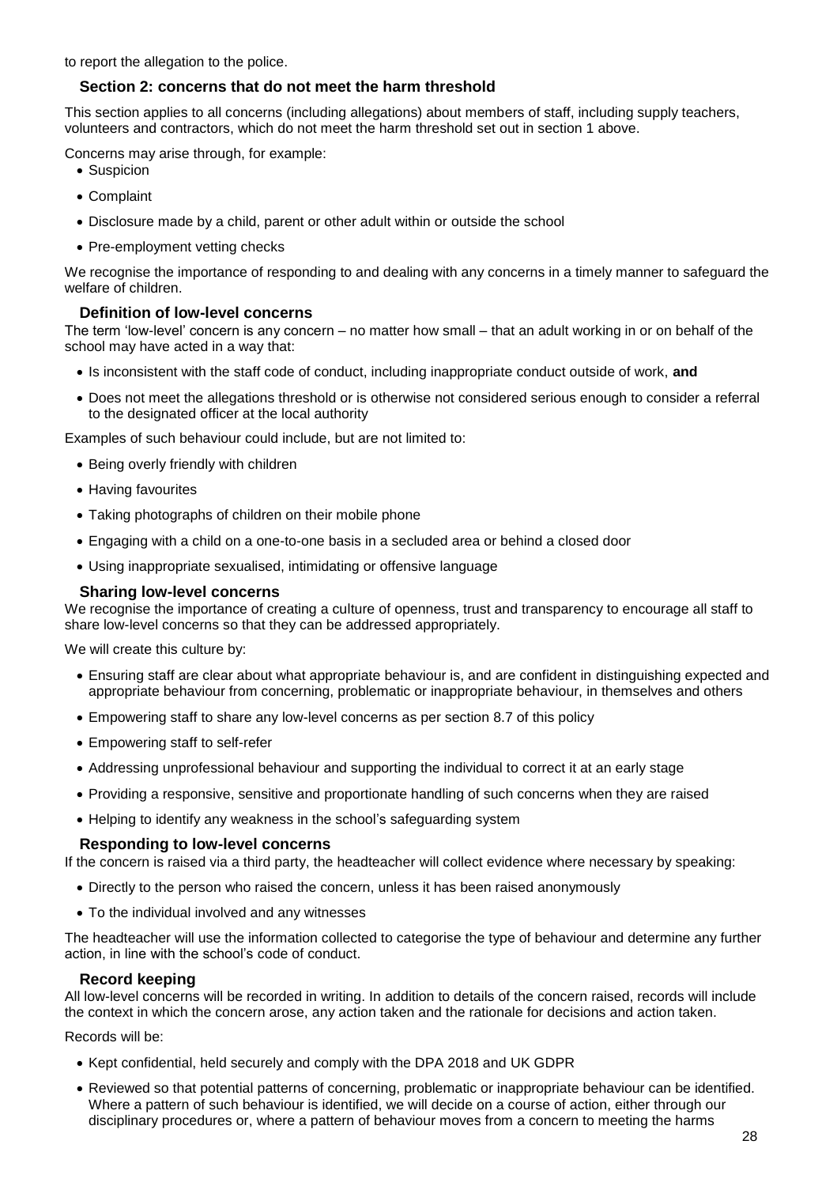to report the allegation to the police.

## Section 2: concerns that do not meet the harm threshold

This section applies to all concerns (including allegations) about members of staff, including supply teachers, volunteers and contractors, which do not meet the harm threshold set out in section 1 above.

Concerns may arise through, for example:

- Suspicion
- Complaint
- Disclosure made by a child, parent or other adult within or outside the school
- Pre-employment vetting checks

We recognise the importance of responding to and dealing with any concerns in a timely manner to safeguard the welfare of children.

### Definition of low-level concerns

The term 'low-level' concern is any concern – no matter how small – that an adult working in or on behalf of the school may have acted in a way that:

- Is inconsistent with the staff code of conduct, including inappropriate conduct outside of work, **and**
- Does not meet the allegations threshold or is otherwise not considered serious enough to consider a referral to the designated officer at the local authority

Examples of such behaviour could include, but are not limited to:

- Being overly friendly with children
- Having favourites
- Taking photographs of children on their mobile phone
- Engaging with a child on a one-to-one basis in a secluded area or behind a closed door
- Using inappropriate sexualised, intimidating or offensive language

### Sharing low-level concerns

We recognise the importance of creating a culture of openness, trust and transparency to encourage all staff to share low-level concerns so that they can be addressed appropriately.

We will create this culture by:

- Ensuring staff are clear about what appropriate behaviour is, and are confident in distinguishing expected and appropriate behaviour from concerning, problematic or inappropriate behaviour, in themselves and others
- Empowering staff to share any low-level concerns as per section 8.7 of this policy
- Empowering staff to self-refer
- Addressing unprofessional behaviour and supporting the individual to correct it at an early stage
- Providing a responsive, sensitive and proportionate handling of such concerns when they are raised
- Helping to identify any weakness in the school's safeguarding system

### Responding to low-level concerns

If the concern is raised via a third party, the headteacher will collect evidence where necessary by speaking:

- Directly to the person who raised the concern, unless it has been raised anonymously
- To the individual involved and any witnesses

The headteacher will use the information collected to categorise the type of behaviour and determine any further action, in line with the school's code of conduct.

### Record keeping

All low-level concerns will be recorded in writing. In addition to details of the concern raised, records will include the context in which the concern arose, any action taken and the rationale for decisions and action taken.

Records will be:

- Kept confidential, held securely and comply with the DPA 2018 and UK GDPR
- Reviewed so that potential patterns of concerning, problematic or inappropriate behaviour can be identified. Where a pattern of such behaviour is identified, we will decide on a course of action, either through our disciplinary procedures or, where a pattern of behaviour moves from a concern to meeting the harms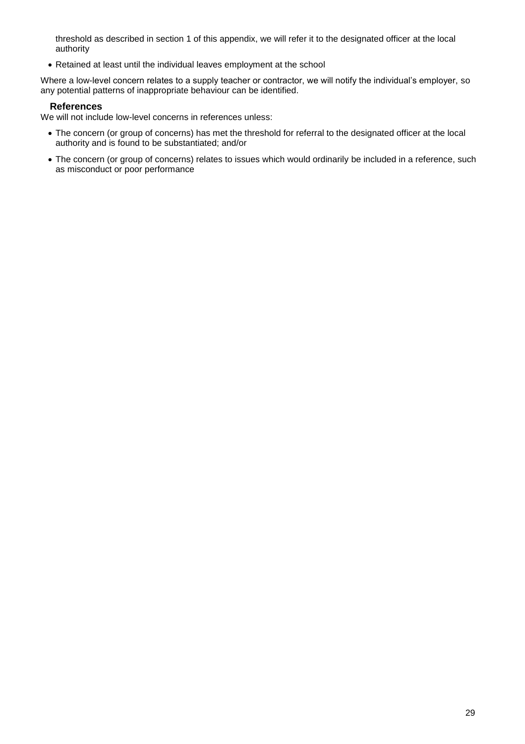threshold as described in section 1 of this appendix, we will refer it to the designated officer at the local authority

- Retained at least until the individual leaves employment at the school

Where a low-level concern relates to a supply teacher or contractor, we will notify the individual's employer, so any potential patterns of inappropriate behaviour can be identified.

### References

We will not include low-level concerns in references unless:

- The concern (or group of concerns) has met the threshold for referral to the designated officer at the local authority and is found to be substantiated; and/or
- The concern (or group of concerns) relates to issues which would ordinarily be included in a reference, such as misconduct or poor performance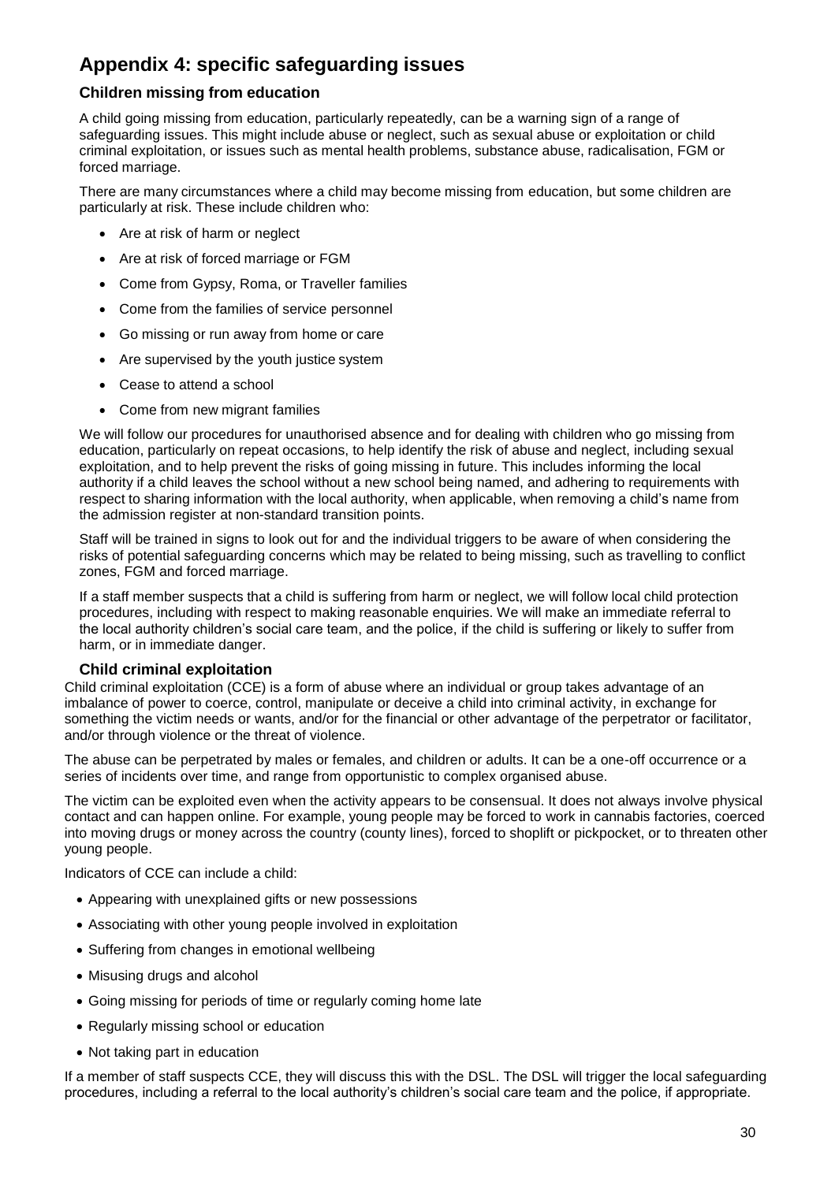# Appendix 4: specific safeguarding issues

## Children missing from education

A child going missing from education, particularly repeatedly, can be a warning sign of a range of safeguarding issues. This might include abuse or neglect, such as sexual abuse or exploitation or child criminal exploitation, or issues such as mental health problems, substance abuse, radicalisation, FGM or forced marriage.

There are many circumstances where a child may become missing from education, but some children are particularly at risk. These include children who:

- Are at risk of harm or neglect
- Are at risk of forced marriage or FGM
- Come from Gypsy, Roma, or Traveller families
- Come from the families of service personnel
- Go missing or run away from home or care
- Are supervised by the youth justice system
- Cease to attend a school
- Come from new migrant families

We will follow our procedures for unauthorised absence and for dealing with children who go missing from education, particularly on repeat occasions, to help identify the risk of abuse and neglect, including sexual exploitation, and to help prevent the risks of going missing in future. This includes informing the local authority if a child leaves the school without a new school being named, and adhering to requirements with respect to sharing information with the local authority, when applicable, when removing a child's name from the admission register at non-standard transition points.

Staff will be trained in signs to look out for and the individual triggers to be aware of when considering the risks of potential safeguarding concerns which may be related to being missing, such as travelling to conflict zones, FGM and forced marriage.

If a staff member suspects that a child is suffering from harm or neglect, we will follow local child protection procedures, including with respect to making reasonable enquiries. We will make an immediate referral to the local authority children's social care team, and the police, if the child is suffering or likely to suffer from harm, or in immediate danger.

## Child criminal exploitation

Child criminal exploitation (CCE) is a form of abuse where an individual or group takes advantage of an imbalance of power to coerce, control, manipulate or deceive a child into criminal activity, in exchange for something the victim needs or wants, and/or for the financial or other advantage of the perpetrator or facilitator, and/or through violence or the threat of violence.

The abuse can be perpetrated by males or females, and children or adults. It can be a one-off occurrence or a series of incidents over time, and range from opportunistic to complex organised abuse.

The victim can be exploited even when the activity appears to be consensual. It does not always involve physical contact and can happen online. For example, young people may be forced to work in cannabis factories, coerced into moving drugs or money across the country (county lines), forced to shoplift or pickpocket, or to threaten other young people.

Indicators of CCE can include a child:

- Appearing with unexplained gifts or new possessions
- Associating with other young people involved in exploitation
- Suffering from changes in emotional wellbeing
- Misusing drugs and alcohol
- Going missing for periods of time or regularly coming home late
- Regularly missing school or education
- Not taking part in education

If a member of staff suspects CCE, they will discuss this with the DSL. The DSL will trigger the local safeguarding procedures, including a referral to the local authority's children's social care team and the police, if appropriate.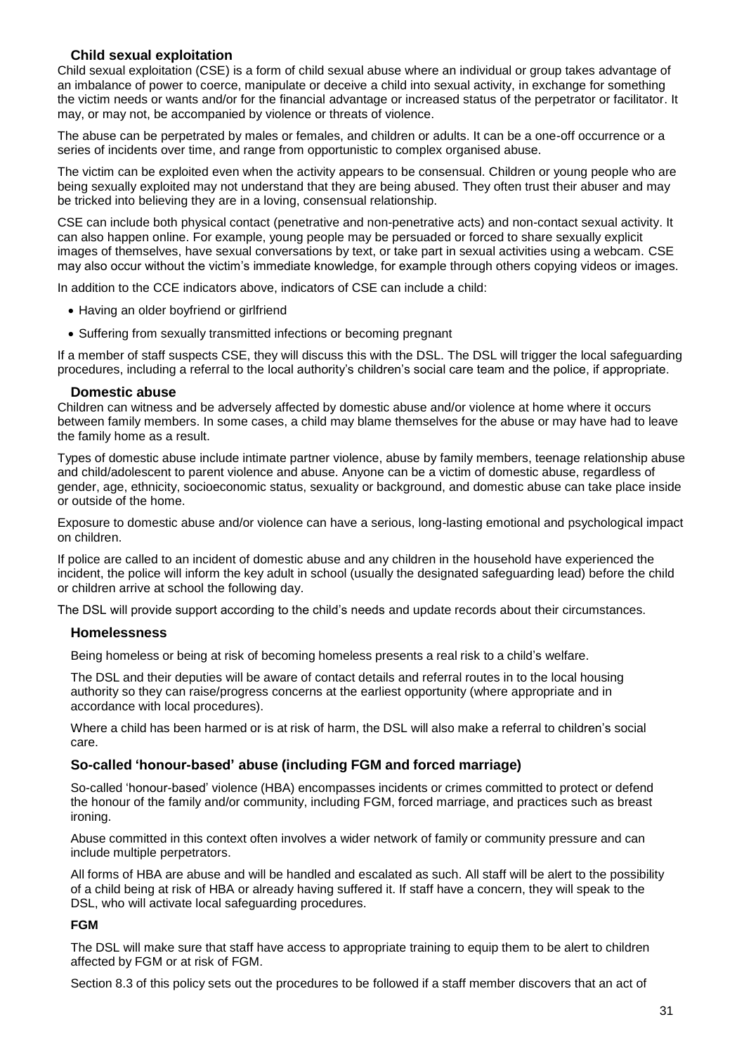### Child sexual exploitation

Child sexual exploitation (CSE) is a form of child sexual abuse where an individual or group takes advantage of an imbalance of power to coerce, manipulate or deceive a child into sexual activity, in exchange for something the victim needs or wants and/or for the financial advantage or increased status of the perpetrator or facilitator. It may, or may not, be accompanied by violence or threats of violence.

The abuse can be perpetrated by males or females, and children or adults. It can be a one-off occurrence or a series of incidents over time, and range from opportunistic to complex organised abuse.

The victim can be exploited even when the activity appears to be consensual. Children or young people who are being sexually exploited may not understand that they are being abused. They often trust their abuser and may be tricked into believing they are in a loving, consensual relationship.

CSE can include both physical contact (penetrative and non-penetrative acts) and non-contact sexual activity. It can also happen online. For example, young people may be persuaded or forced to share sexually explicit images of themselves, have sexual conversations by text, or take part in sexual activities using a webcam. CSE may also occur without the victim's immediate knowledge, for example through others copying videos or images.

In addition to the CCE indicators above, indicators of CSE can include a child:

- Having an older boyfriend or girlfriend
- Suffering from sexually transmitted infections or becoming pregnant

If a member of staff suspects CSE, they will discuss this with the DSL. The DSL will trigger the local safeguarding procedures, including a referral to the local authority's children's social care team and the police, if appropriate.

### Domestic abuse

Children can witness and be adversely affected by domestic abuse and/or violence at home where it occurs between family members. In some cases, a child may blame themselves for the abuse or may have had to leave the family home as a result.

Types of domestic abuse include intimate partner violence, abuse by family members, teenage relationship abuse and child/adolescent to parent violence and abuse. Anyone can be a victim of domestic abuse, regardless of gender, age, ethnicity, socioeconomic status, sexuality or background, and domestic abuse can take place inside or outside of the home.

Exposure to domestic abuse and/or violence can have a serious, long-lasting emotional and psychological impact on children.

If police are called to an incident of domestic abuse and any children in the household have experienced the incident, the police will inform the key adult in school (usually the designated safeguarding lead) before the child or children arrive at school the following day.

The DSL will provide support according to the child's needs and update records about their circumstances.

### Homelessness

Being homeless or being at risk of becoming homeless presents a real risk to a child's welfare.

The DSL and their deputies will be aware of contact details and referral routes in to the local housing authority so they can raise/progress concerns at the earliest opportunity (where appropriate and in accordance with local procedures).

Where a child has been harmed or is at risk of harm, the DSL will also make a referral to children's social care.

### So-called 'honour-based' abuse (including FGM and forced marriage)

So-called 'honour-based' violence (HBA) encompasses incidents or crimes committed to protect or defend the honour of the family and/or community, including FGM, forced marriage, and practices such as breast ironing.

Abuse committed in this context often involves a wider network of family or community pressure and can include multiple perpetrators.

All forms of HBA are abuse and will be handled and escalated as such. All staff will be alert to the possibility of a child being at risk of HBA or already having suffered it. If staff have a concern, they will speak to the DSL, who will activate local safeguarding procedures.

#### FGM

The DSL will make sure that staff have access to appropriate training to equip them to be alert to children affected by FGM or at risk of FGM.

Section 8.3 of this policy sets out the procedures to be followed if a staff member discovers that an act of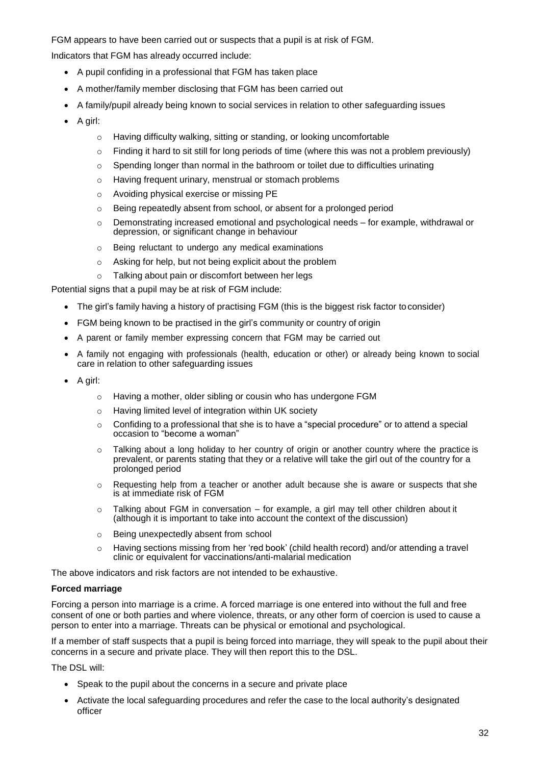FGM appears to have been carried out or suspects that a pupil is at risk of FGM.

Indicators that FGM has already occurred include:

- A pupil confiding in a professional that FGM has taken place
- A mother/family member disclosing that FGM has been carried out
- A family/pupil already being known to social services in relation to other safeguarding issues
- A girl:
    - Having difficulty walking, sitting or standing, or looking uncomfortable
    - Finding it hard to sit still for long periods of time (where this was not a problem previously)
    - Spending longer than normal in the bathroom or toilet due to difficulties urinating
    - Having frequent urinary, menstrual or stomach problems
    - Avoiding physical exercise or missing PE
    - Being repeatedly absent from school, or absent for a prolonged period
    - Demonstrating increased emotional and psychological needs – for example, withdrawal or depression, or significant change in behaviour
    - Being reluctant to undergo any medical examinations
    - Asking for help, but not being explicit about the problem
    - Talking about pain or discomfort between her legs

Potential signs that a pupil may be at risk of FGM include:

- The girl's family having a history of practising FGM (this is the biggest risk factor to consider)
- FGM being known to be practised in the girl's community or country of origin
- A parent or family member expressing concern that FGM may be carried out
- A family not engaging with professionals (health, education or other) or already being known to social care in relation to other safeguarding issues
- A girl:
    - Having a mother, older sibling or cousin who has undergone FGM
    - Having limited level of integration within UK society
    - Confiding to a professional that she is to have a "special procedure" or to attend a special occasion to "become a woman"
    - Talking about a long holiday to her country of origin or another country where the practice is prevalent, or parents stating that they or a relative will take the girl out of the country for a prolonged period
    - Requesting help from a teacher or another adult because she is aware or suspects that she is at immediate risk of FGM
    - Talking about FGM in conversation – for example, a girl may tell other children about it (although it is important to take into account the context of the discussion)
    - Being unexpectedly absent from school
    - Having sections missing from her 'red book' (child health record) and/or attending a travel clinic or equivalent for vaccinations/anti-malarial medication

The above indicators and risk factors are not intended to be exhaustive.

**Forced marriage**

Forcing a person into marriage is a crime. A forced marriage is one entered into without the full and free consent of one or both parties and where violence, threats, or any other form of coercion is used to cause a person to enter into a marriage. Threats can be physical or emotional and psychological.

If a member of staff suspects that a pupil is being forced into marriage, they will speak to the pupil about their concerns in a secure and private place. They will then report this to the DSL.

The DSL will:

- Speak to the pupil about the concerns in a secure and private place
- Activate the local safeguarding procedures and refer the case to the local authority's designated officer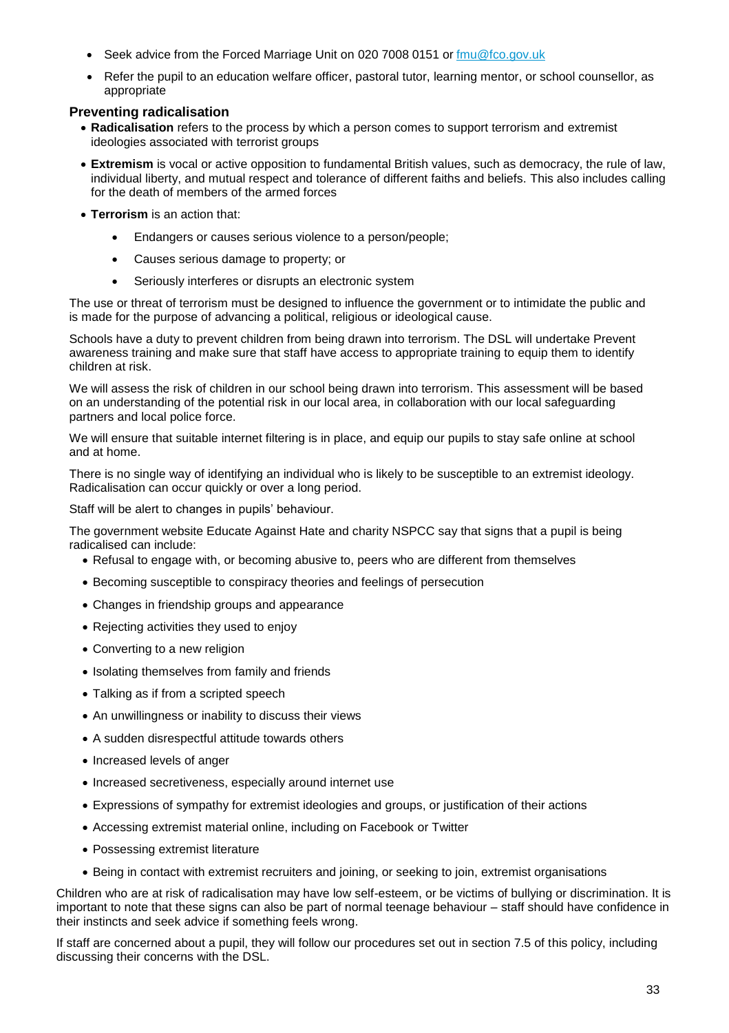- Seek advice from the Forced Marriage Unit on 020 7008 0151 or [fmu@fco.gov.uk](mailto:fmu@fco.gov.uk)
- Refer the pupil to an education welfare officer, pastoral tutor, learning mentor, or school counsellor, as appropriate

### Preventing radicalisation

- **Radicalisation** refers to the process by which a person comes to support terrorism and extremist ideologies associated with terrorist groups
- **Extremism** is vocal or active opposition to fundamental British values, such as democracy, the rule of law, individual liberty, and mutual respect and tolerance of different faiths and beliefs. This also includes calling for the death of members of the armed forces
- **Terrorism** is an action that:
    - Endangers or causes serious violence to a person/people;
    - Causes serious damage to property; or
    - Seriously interferes or disrupts an electronic system

The use or threat of terrorism must be designed to influence the government or to intimidate the public and is made for the purpose of advancing a political, religious or ideological cause.

Schools have a duty to prevent children from being drawn into terrorism. The DSL will undertake Prevent awareness training and make sure that staff have access to appropriate training to equip them to identify children at risk.

We will assess the risk of children in our school being drawn into terrorism. This assessment will be based on an understanding of the potential risk in our local area, in collaboration with our local safeguarding partners and local police force.

We will ensure that suitable internet filtering is in place, and equip our pupils to stay safe online at school and at home.

There is no single way of identifying an individual who is likely to be susceptible to an extremist ideology. Radicalisation can occur quickly or over a long period.

Staff will be alert to changes in pupils' behaviour.

The government website Educate Against Hate and charity NSPCC say that signs that a pupil is being radicalised can include:

- Refusal to engage with, or becoming abusive to, peers who are different from themselves
- Becoming susceptible to conspiracy theories and feelings of persecution
- Changes in friendship groups and appearance
- Rejecting activities they used to enjoy
- Converting to a new religion
- Isolating themselves from family and friends
- Talking as if from a scripted speech
- An unwillingness or inability to discuss their views
- A sudden disrespectful attitude towards others
- Increased levels of anger
- Increased secretiveness, especially around internet use
- Expressions of sympathy for extremist ideologies and groups, or justification of their actions
- Accessing extremist material online, including on Facebook or Twitter
- Possessing extremist literature
- Being in contact with extremist recruiters and joining, or seeking to join, extremist organisations

Children who are at risk of radicalisation may have low self-esteem, or be victims of bullying or discrimination. It is important to note that these signs can also be part of normal teenage behaviour – staff should have confidence in their instincts and seek advice if something feels wrong.

If staff are concerned about a pupil, they will follow our procedures set out in section 7.5 of this policy, including discussing their concerns with the DSL.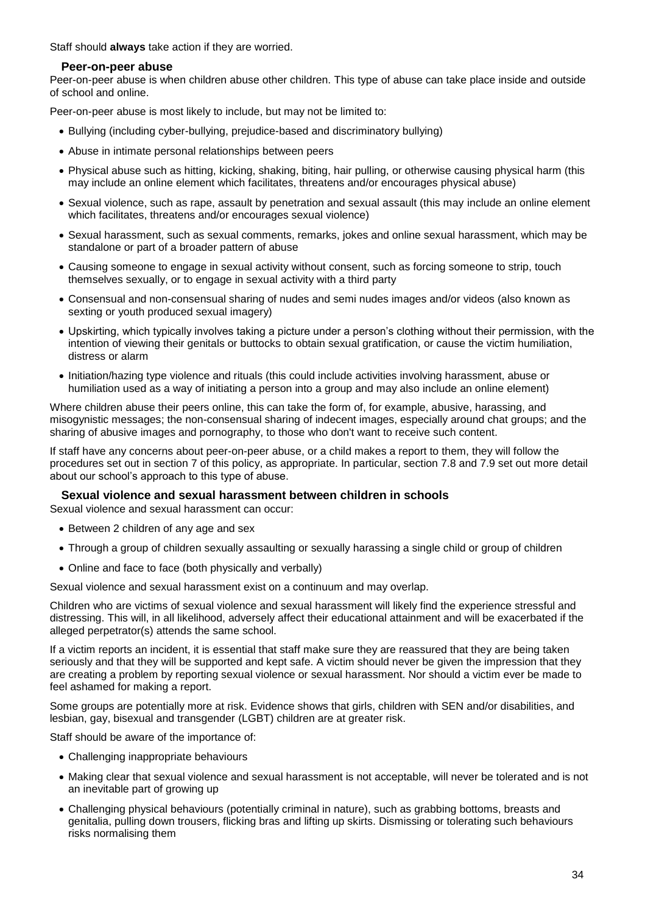Staff should **always** take action if they are worried.

### Peer-on-peer abuse

Peer-on-peer abuse is when children abuse other children. This type of abuse can take place inside and outside of school and online.

Peer-on-peer abuse is most likely to include, but may not be limited to:

- Bullying (including cyber-bullying, prejudice-based and discriminatory bullying)
- Abuse in intimate personal relationships between peers
- Physical abuse such as hitting, kicking, shaking, biting, hair pulling, or otherwise causing physical harm (this may include an online element which facilitates, threatens and/or encourages physical abuse)
- Sexual violence, such as rape, assault by penetration and sexual assault (this may include an online element which facilitates, threatens and/or encourages sexual violence)
- Sexual harassment, such as sexual comments, remarks, jokes and online sexual harassment, which may be standalone or part of a broader pattern of abuse
- Causing someone to engage in sexual activity without consent, such as forcing someone to strip, touch themselves sexually, or to engage in sexual activity with a third party
- Consensual and non-consensual sharing of nudes and semi nudes images and/or videos (also known as sexting or youth produced sexual imagery)
- Upskirting, which typically involves taking a picture under a person's clothing without their permission, with the intention of viewing their genitals or buttocks to obtain sexual gratification, or cause the victim humiliation, distress or alarm
- Initiation/hazing type violence and rituals (this could include activities involving harassment, abuse or humiliation used as a way of initiating a person into a group and may also include an online element)

Where children abuse their peers online, this can take the form of, for example, abusive, harassing, and misogynistic messages; the non-consensual sharing of indecent images, especially around chat groups; and the sharing of abusive images and pornography, to those who don't want to receive such content.

If staff have any concerns about peer-on-peer abuse, or a child makes a report to them, they will follow the procedures set out in section 7 of this policy, as appropriate. In particular, section 7.8 and 7.9 set out more detail about our school's approach to this type of abuse.

### Sexual violence and sexual harassment between children in schools

Sexual violence and sexual harassment can occur:

- Between 2 children of any age and sex
- Through a group of children sexually assaulting or sexually harassing a single child or group of children
- Online and face to face (both physically and verbally)

Sexual violence and sexual harassment exist on a continuum and may overlap.

Children who are victims of sexual violence and sexual harassment will likely find the experience stressful and distressing. This will, in all likelihood, adversely affect their educational attainment and will be exacerbated if the alleged perpetrator(s) attends the same school.

If a victim reports an incident, it is essential that staff make sure they are reassured that they are being taken seriously and that they will be supported and kept safe. A victim should never be given the impression that they are creating a problem by reporting sexual violence or sexual harassment. Nor should a victim ever be made to feel ashamed for making a report.

Some groups are potentially more at risk. Evidence shows that girls, children with SEN and/or disabilities, and lesbian, gay, bisexual and transgender (LGBT) children are at greater risk.

Staff should be aware of the importance of:

- Challenging inappropriate behaviours
- Making clear that sexual violence and sexual harassment is not acceptable, will never be tolerated and is not an inevitable part of growing up
- Challenging physical behaviours (potentially criminal in nature), such as grabbing bottoms, breasts and genitalia, pulling down trousers, flicking bras and lifting up skirts. Dismissing or tolerating such behaviours risks normalising them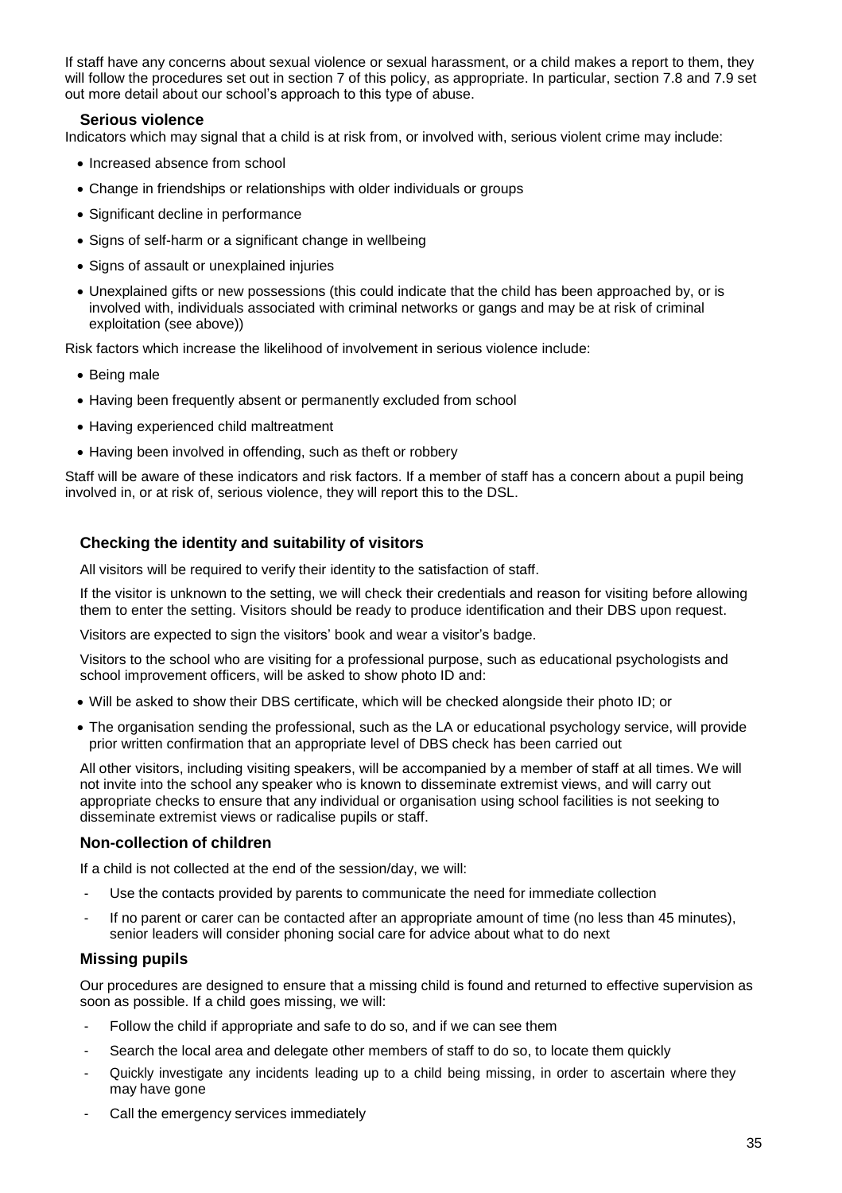If staff have any concerns about sexual violence or sexual harassment, or a child makes a report to them, they will follow the procedures set out in section 7 of this policy, as appropriate. In particular, section 7.8 and 7.9 set out more detail about our school's approach to this type of abuse.

### Serious violence

Indicators which may signal that a child is at risk from, or involved with, serious violent crime may include:

- Increased absence from school
- Change in friendships or relationships with older individuals or groups
- Significant decline in performance
- Signs of self-harm or a significant change in wellbeing
- Signs of assault or unexplained injuries
- Unexplained gifts or new possessions (this could indicate that the child has been approached by, or is involved with, individuals associated with criminal networks or gangs and may be at risk of criminal exploitation (see above))

Risk factors which increase the likelihood of involvement in serious violence include:

- Being male
- Having been frequently absent or permanently excluded from school
- Having experienced child maltreatment
- Having been involved in offending, such as theft or robbery

Staff will be aware of these indicators and risk factors. If a member of staff has a concern about a pupil being involved in, or at risk of, serious violence, they will report this to the DSL.

### Checking the identity and suitability of visitors

All visitors will be required to verify their identity to the satisfaction of staff.

If the visitor is unknown to the setting, we will check their credentials and reason for visiting before allowing them to enter the setting. Visitors should be ready to produce identification and their DBS upon request.

Visitors are expected to sign the visitors' book and wear a visitor's badge.

Visitors to the school who are visiting for a professional purpose, such as educational psychologists and school improvement officers, will be asked to show photo ID and:

- Will be asked to show their DBS certificate, which will be checked alongside their photo ID; or
- The organisation sending the professional, such as the LA or educational psychology service, will provide prior written confirmation that an appropriate level of DBS check has been carried out

All other visitors, including visiting speakers, will be accompanied by a member of staff at all times. We will not invite into the school any speaker who is known to disseminate extremist views, and will carry out appropriate checks to ensure that any individual or organisation using school facilities is not seeking to disseminate extremist views or radicalise pupils or staff.

### Non-collection of children

If a child is not collected at the end of the session/day, we will:

- Use the contacts provided by parents to communicate the need for immediate collection
- If no parent or carer can be contacted after an appropriate amount of time (no less than 45 minutes), senior leaders will consider phoning social care for advice about what to do next

### Missing pupils

Our procedures are designed to ensure that a missing child is found and returned to effective supervision as soon as possible. If a child goes missing, we will:

- Follow the child if appropriate and safe to do so, and if we can see them
- Search the local area and delegate other members of staff to do so, to locate them quickly
- Quickly investigate any incidents leading up to a child being missing, in order to ascertain where they may have gone
- Call the emergency services immediately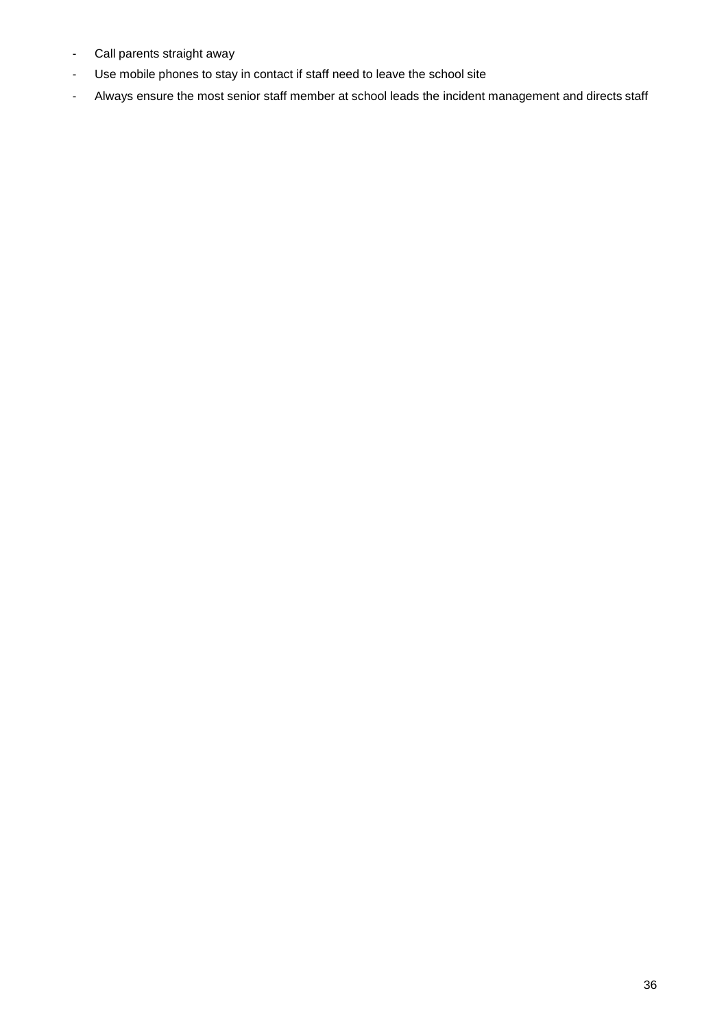- Call parents straight away
- Use mobile phones to stay in contact if staff need to leave the school site
- Always ensure the most senior staff member at school leads the incident management and directs staff